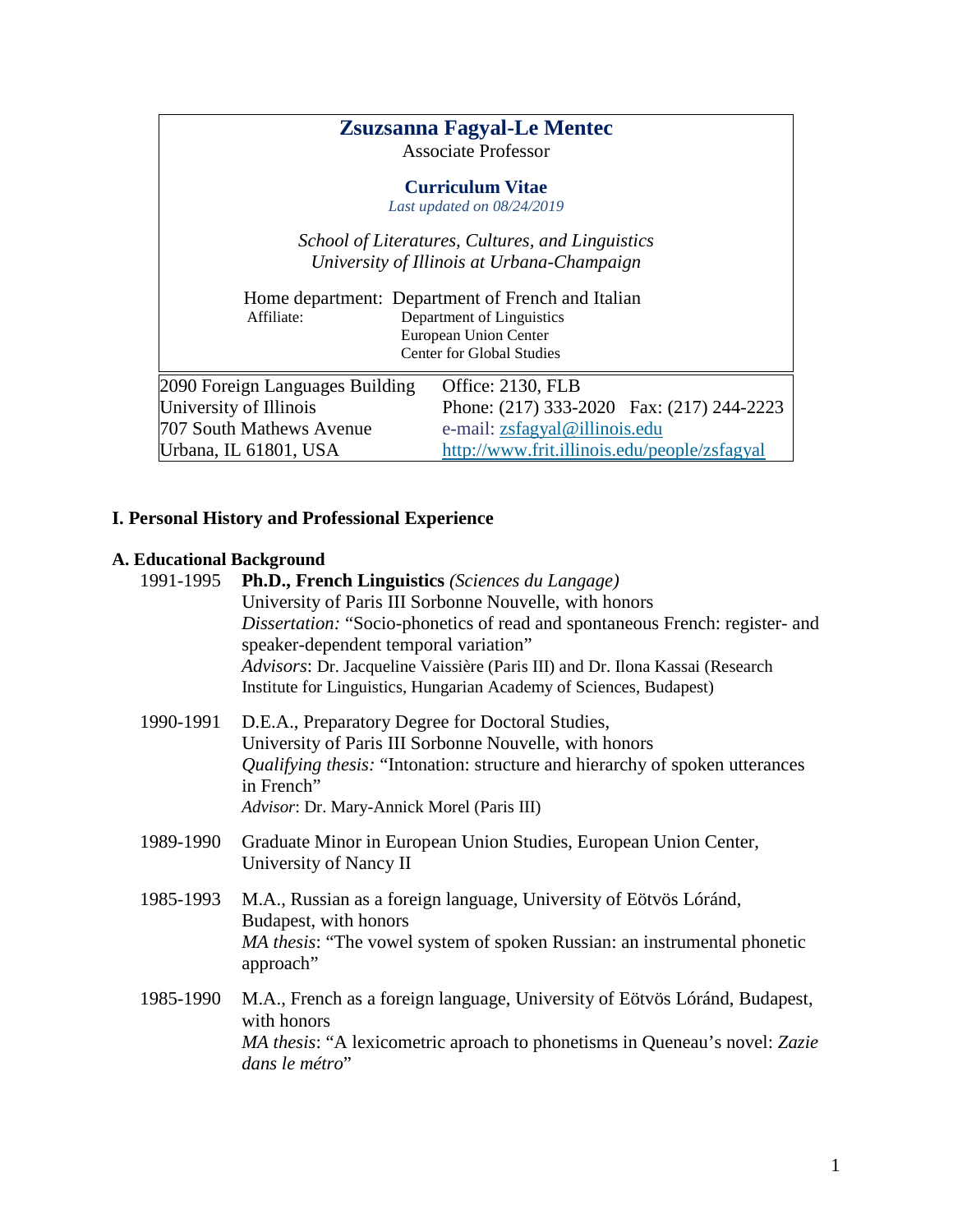# Zsuzsanna Fagyal-Le Mentec

Associate Professor

**Curriculum Vitae**

*Last updated on 08/24/2019*

*School of Literatures, Cultures, and Linguistics*
*University of Illinois at Urbana-Champaign*

Home department: Department of French and Italian
Affiliate: Department of Linguistics
European Union Center
Center for Global Studies

| | |
|---|---|
| 2090 Foreign Languages Building | Office: 2130, FLB |
| University of Illinois | Phone: (217) 333-2020 Fax: (217) 244-2223 |
| 707 South Mathews Avenue | e-mail: zsfagyal@illinois.edu |
| Urbana, IL 61801, USA | http://www.frit.illinois.edu/people/zsfagyal |

## I. Personal History and Professional Experience

### A. Educational Background

1991-1995 **Ph.D., French Linguistics** *(Sciences du Langage)*
University of Paris III Sorbonne Nouvelle, with honors
*Dissertation:* "Socio-phonetics of read and spontaneous French: register- and speaker-dependent temporal variation"
*Advisors*: Dr. Jacqueline Vaissière (Paris III) and Dr. Ilona Kassai (Research Institute for Linguistics, Hungarian Academy of Sciences, Budapest)

1990-1991 D.E.A., Preparatory Degree for Doctoral Studies,
University of Paris III Sorbonne Nouvelle, with honors
*Qualifying thesis:* "Intonation: structure and hierarchy of spoken utterances in French"
*Advisor*: Dr. Mary-Annick Morel (Paris III)

1989-1990 Graduate Minor in European Union Studies, European Union Center, University of Nancy II

1985-1993 M.A., Russian as a foreign language, University of Eötvös Lóránd, Budapest, with honors
*MA thesis*: "The vowel system of spoken Russian: an instrumental phonetic approach"

1985-1990 M.A., French as a foreign language, University of Eötvös Lóránd, Budapest, with honors
*MA thesis*: "A lexicometric aproach to phonetisms in Queneau's novel: *Zazie dans le métro*"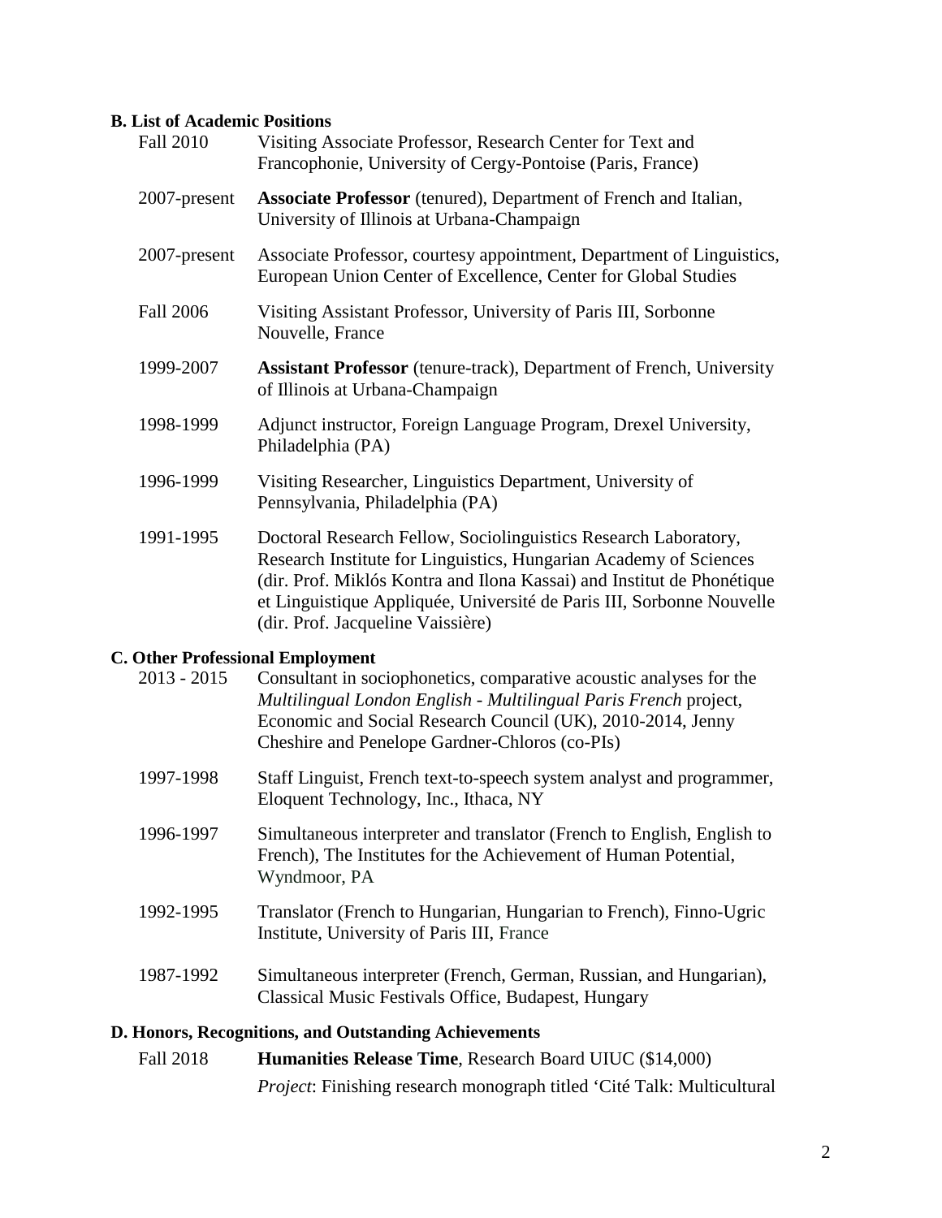### B. List of Academic Positions

Fall 2010 — Visiting Associate Professor, Research Center for Text and Francophonie, University of Cergy-Pontoise (Paris, France)

2007-present — **Associate Professor** (tenured), Department of French and Italian, University of Illinois at Urbana-Champaign

2007-present — Associate Professor, courtesy appointment, Department of Linguistics, European Union Center of Excellence, Center for Global Studies

Fall 2006 — Visiting Assistant Professor, University of Paris III, Sorbonne Nouvelle, France

1999-2007 — **Assistant Professor** (tenure-track), Department of French, University of Illinois at Urbana-Champaign

1998-1999 — Adjunct instructor, Foreign Language Program, Drexel University, Philadelphia (PA)

1996-1999 — Visiting Researcher, Linguistics Department, University of Pennsylvania, Philadelphia (PA)

1991-1995 — Doctoral Research Fellow, Sociolinguistics Research Laboratory, Research Institute for Linguistics, Hungarian Academy of Sciences (dir. Prof. Miklós Kontra and Ilona Kassai) and Institut de Phonétique et Linguistique Appliquée, Université de Paris III, Sorbonne Nouvelle (dir. Prof. Jacqueline Vaissière)

### C. Other Professional Employment

2013 - 2015 — Consultant in sociophonetics, comparative acoustic analyses for the *Multilingual London English - Multilingual Paris French* project, Economic and Social Research Council (UK), 2010-2014, Jenny Cheshire and Penelope Gardner-Chloros (co-PIs)

1997-1998 — Staff Linguist, French text-to-speech system analyst and programmer, Eloquent Technology, Inc., Ithaca, NY

1996-1997 — Simultaneous interpreter and translator (French to English, English to French), The Institutes for the Achievement of Human Potential, Wyndmoor, PA

1992-1995 — Translator (French to Hungarian, Hungarian to French), Finno-Ugric Institute, University of Paris III, France

1987-1992 — Simultaneous interpreter (French, German, Russian, and Hungarian), Classical Music Festivals Office, Budapest, Hungary

### D. Honors, Recognitions, and Outstanding Achievements

Fall 2018 — **Humanities Release Time**, Research Board UIUC ($14,000)

*Project*: Finishing research monograph titled 'Cité Talk: Multicultural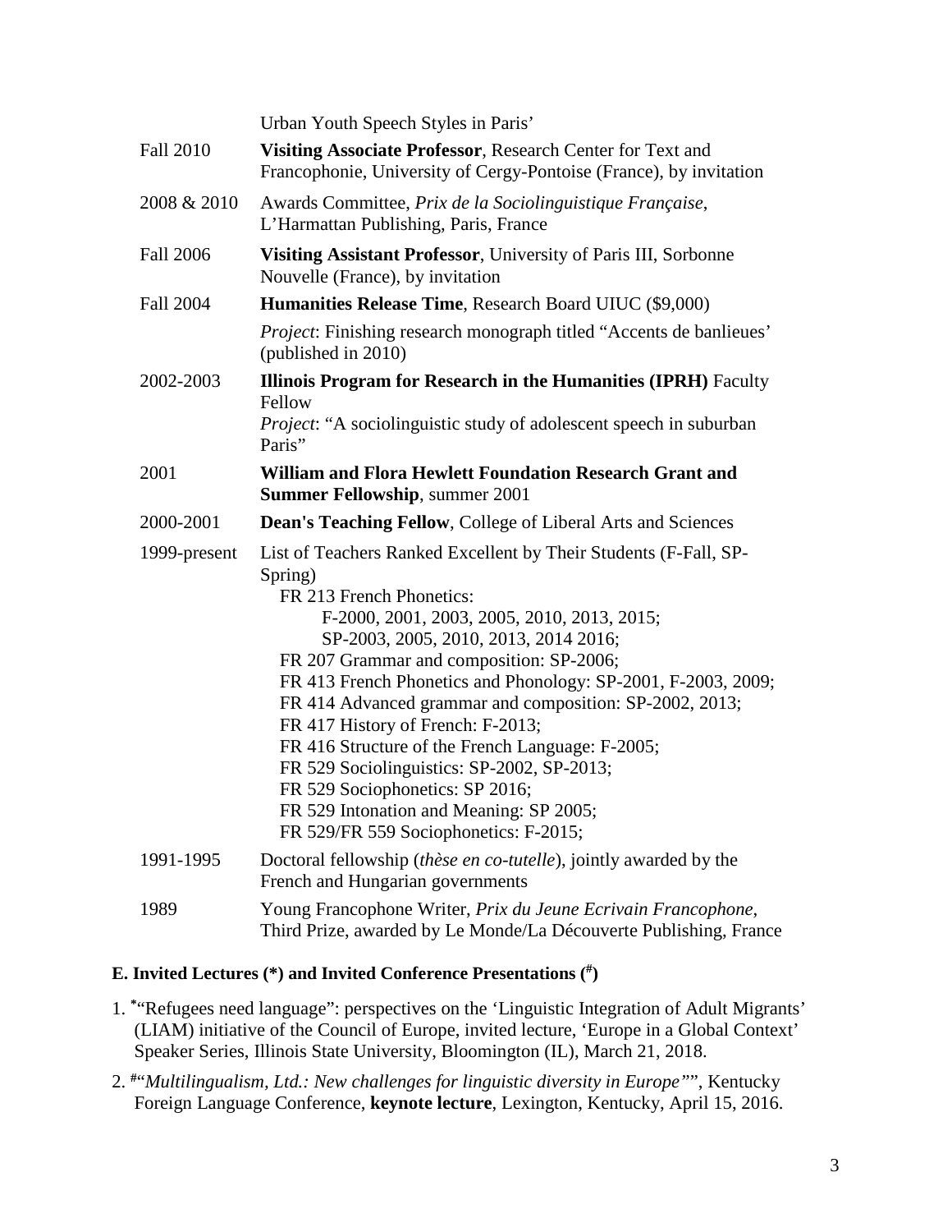Urban Youth Speech Styles in Paris'

| | |
|---|---|
| Fall 2010 | **Visiting Associate Professor**, Research Center for Text and Francophonie, University of Cergy-Pontoise (France), by invitation |
| 2008 & 2010 | Awards Committee, *Prix de la Sociolinguistique Française*, L'Harmattan Publishing, Paris, France |
| Fall 2006 | **Visiting Assistant Professor**, University of Paris III, Sorbonne Nouvelle (France), by invitation |
| Fall 2004 | **Humanities Release Time**, Research Board UIUC ($9,000)<br>*Project*: Finishing research monograph titled "Accents de banlieues' (published in 2010) |
| 2002-2003 | **Illinois Program for Research in the Humanities (IPRH)** Faculty Fellow<br>*Project*: "A sociolinguistic study of adolescent speech in suburban Paris" |
| 2001 | **William and Flora Hewlett Foundation Research Grant and Summer Fellowship**, summer 2001 |
| 2000-2001 | **Dean's Teaching Fellow**, College of Liberal Arts and Sciences |
| 1999-present | List of Teachers Ranked Excellent by Their Students (F-Fall, SP-Spring)<br>FR 213 French Phonetics:<br>F-2000, 2001, 2003, 2005, 2010, 2013, 2015;<br>SP-2003, 2005, 2010, 2013, 2014 2016;<br>FR 207 Grammar and composition: SP-2006;<br>FR 413 French Phonetics and Phonology: SP-2001, F-2003, 2009;<br>FR 414 Advanced grammar and composition: SP-2002, 2013;<br>FR 417 History of French: F-2013;<br>FR 416 Structure of the French Language: F-2005;<br>FR 529 Sociolinguistics: SP-2002, SP-2013;<br>FR 529 Sociophonetics: SP 2016;<br>FR 529 Intonation and Meaning: SP 2005;<br>FR 529/FR 559 Sociophonetics: F-2015; |
| 1991-1995 | Doctoral fellowship (*thèse en co-tutelle*), jointly awarded by the French and Hungarian governments |
| 1989 | Young Francophone Writer, *Prix du Jeune Ecrivain Francophone*, Third Prize, awarded by Le Monde/La Découverte Publishing, France |

### E. Invited Lectures (*) and Invited Conference Presentations (#)

1. *"Refugees need language": perspectives on the 'Linguistic Integration of Adult Migrants' (LIAM) initiative of the Council of Europe, invited lecture, 'Europe in a Global Context' Speaker Series, Illinois State University, Bloomington (IL), March 21, 2018.
2. #"*Multilingualism, Ltd.: New challenges for linguistic diversity in Europe*"", Kentucky Foreign Language Conference, **keynote lecture**, Lexington, Kentucky, April 15, 2016.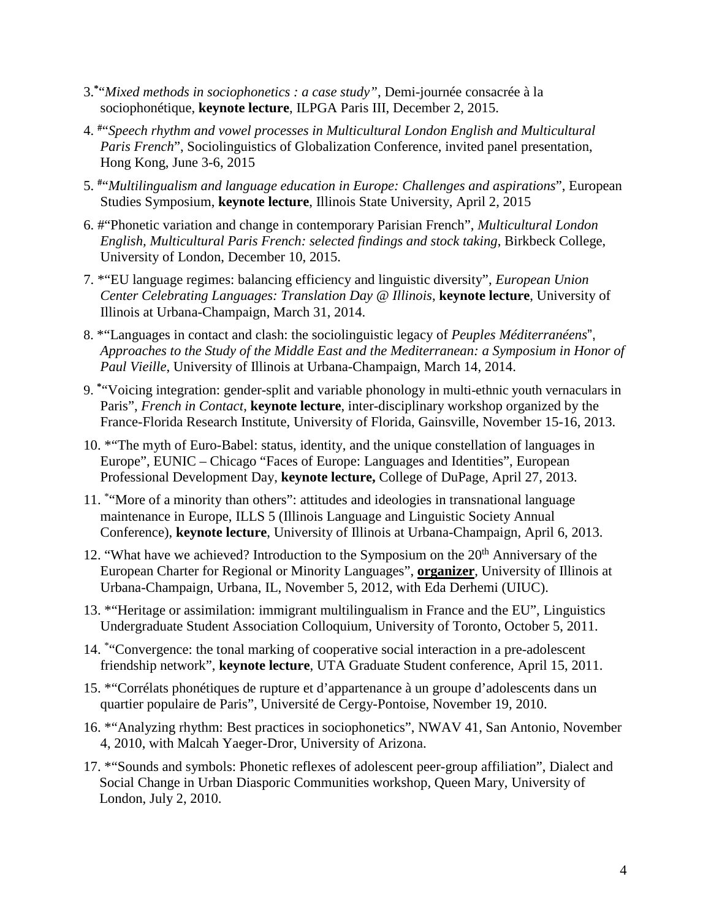3.*"*Mixed methods in sociophonetics : a case study"*, Demi-journée consacrée à la sociophonétique, **keynote lecture**, ILPGA Paris III, December 2, 2015.

4. #"*Speech rhythm and vowel processes in Multicultural London English and Multicultural Paris French*", Sociolinguistics of Globalization Conference, invited panel presentation, Hong Kong, June 3-6, 2015

5. #"*Multilingualism and language education in Europe: Challenges and aspirations*", European Studies Symposium, **keynote lecture**, Illinois State University, April 2, 2015

6. #"Phonetic variation and change in contemporary Parisian French", *Multicultural London English, Multicultural Paris French: selected findings and stock taking*, Birkbeck College, University of London, December 10, 2015.

7. *"EU language regimes: balancing efficiency and linguistic diversity", *European Union Center Celebrating Languages: Translation Day @ Illinois*, **keynote lecture**, University of Illinois at Urbana-Champaign, March 31, 2014.

8. *"Languages in contact and clash: the sociolinguistic legacy of *Peuples Méditerranéens*", *Approaches to the Study of the Middle East and the Mediterranean: a Symposium in Honor of Paul Vieille*, University of Illinois at Urbana-Champaign, March 14, 2014.

9. *"Voicing integration: gender-split and variable phonology in multi-ethnic youth vernaculars in Paris", *French in Contact*, **keynote lecture**, inter-disciplinary workshop organized by the France-Florida Research Institute, University of Florida, Gainsville, November 15-16, 2013.

10. *"The myth of Euro-Babel: status, identity, and the unique constellation of languages in Europe", EUNIC – Chicago "Faces of Europe: Languages and Identities", European Professional Development Day, **keynote lecture,** College of DuPage, April 27, 2013.

11. *"More of a minority than others": attitudes and ideologies in transnational language maintenance in Europe, ILLS 5 (Illinois Language and Linguistic Society Annual Conference), **keynote lecture**, University of Illinois at Urbana-Champaign, April 6, 2013.

12. "What have we achieved? Introduction to the Symposium on the 20th Anniversary of the European Charter for Regional or Minority Languages", **organizer**, University of Illinois at Urbana-Champaign, Urbana, IL, November 5, 2012, with Eda Derhemi (UIUC).

13. *"Heritage or assimilation: immigrant multilingualism in France and the EU", Linguistics Undergraduate Student Association Colloquium, University of Toronto, October 5, 2011.

14. *"Convergence: the tonal marking of cooperative social interaction in a pre-adolescent friendship network", **keynote lecture**, UTA Graduate Student conference, April 15, 2011.

15. *"Corrélats phonétiques de rupture et d'appartenance à un groupe d'adolescents dans un quartier populaire de Paris", Université de Cergy-Pontoise, November 19, 2010.

16. *"Analyzing rhythm: Best practices in sociophonetics", NWAV 41, San Antonio, November 4, 2010, with Malcah Yaeger-Dror, University of Arizona.

17. *"Sounds and symbols: Phonetic reflexes of adolescent peer-group affiliation", Dialect and Social Change in Urban Diasporic Communities workshop, Queen Mary, University of London, July 2, 2010.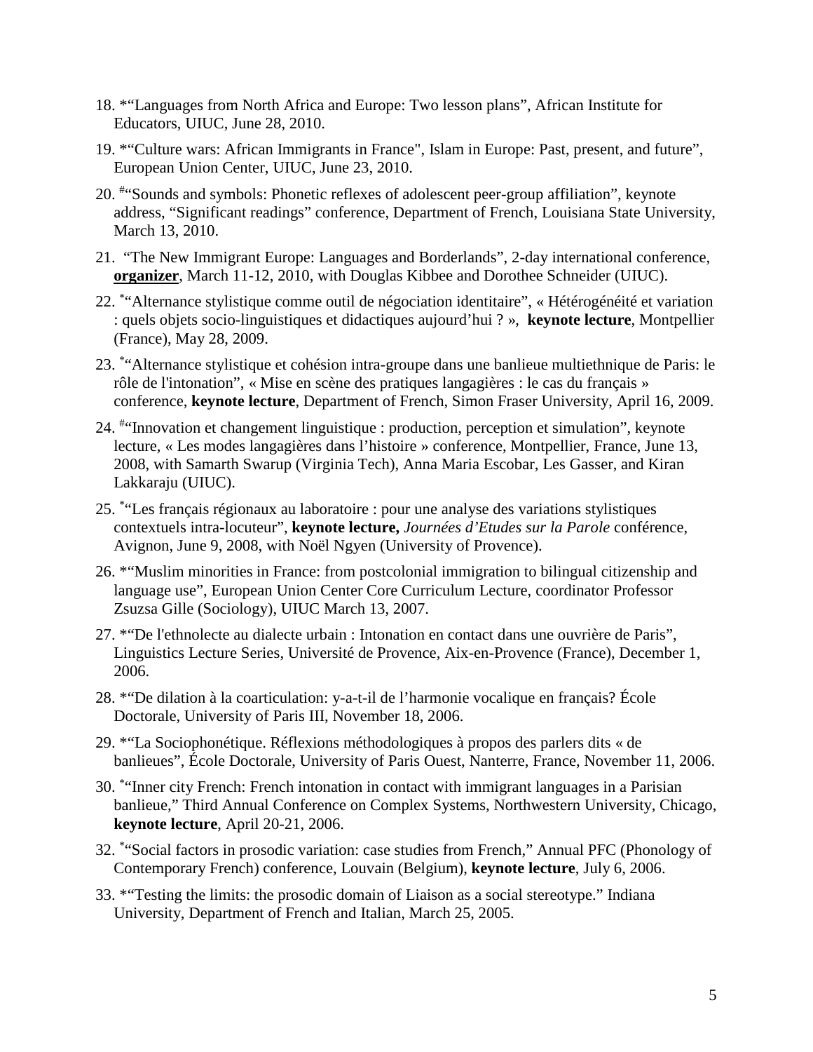18. *"Languages from North Africa and Europe: Two lesson plans", African Institute for Educators, UIUC, June 28, 2010.

19. *"Culture wars: African Immigrants in France", Islam in Europe: Past, present, and future", European Union Center, UIUC, June 23, 2010.

20. #"Sounds and symbols: Phonetic reflexes of adolescent peer-group affiliation", keynote address, "Significant readings" conference, Department of French, Louisiana State University, March 13, 2010.

21. "The New Immigrant Europe: Languages and Borderlands", 2-day international conference, **organizer**, March 11-12, 2010, with Douglas Kibbee and Dorothee Schneider (UIUC).

22. *"Alternance stylistique comme outil de négociation identitaire", « Hétérogénéité et variation : quels objets socio-linguistiques et didactiques aujourd'hui ? », **keynote lecture**, Montpellier (France), May 28, 2009.

23. *"Alternance stylistique et cohésion intra-groupe dans une banlieue multiethnique de Paris: le rôle de l'intonation", « Mise en scène des pratiques langagières : le cas du français » conference, **keynote lecture**, Department of French, Simon Fraser University, April 16, 2009.

24. #"Innovation et changement linguistique : production, perception et simulation", keynote lecture, « Les modes langagières dans l'histoire » conference, Montpellier, France, June 13, 2008, with Samarth Swarup (Virginia Tech), Anna Maria Escobar, Les Gasser, and Kiran Lakkaraju (UIUC).

25. *"Les français régionaux au laboratoire : pour une analyse des variations stylistiques contextuels intra-locuteur", **keynote lecture,** *Journées d'Etudes sur la Parole* conférence, Avignon, June 9, 2008, with Noël Ngyen (University of Provence).

26. *"Muslim minorities in France: from postcolonial immigration to bilingual citizenship and language use", European Union Center Core Curriculum Lecture, coordinator Professor Zsuzsa Gille (Sociology), UIUC March 13, 2007.

27. *"De l'ethnolecte au dialecte urbain : Intonation en contact dans une ouvrière de Paris", Linguistics Lecture Series, Université de Provence, Aix-en-Provence (France), December 1, 2006.

28. *"De dilation à la coarticulation: y-a-t-il de l'harmonie vocalique en français? École Doctorale, University of Paris III, November 18, 2006.

29. *"La Sociophonétique. Réflexions méthodologiques à propos des parlers dits « de banlieues", École Doctorale, University of Paris Ouest, Nanterre, France, November 11, 2006.

30. *"Inner city French: French intonation in contact with immigrant languages in a Parisian banlieue," Third Annual Conference on Complex Systems, Northwestern University, Chicago, **keynote lecture**, April 20-21, 2006.

32. *"Social factors in prosodic variation: case studies from French," Annual PFC (Phonology of Contemporary French) conference, Louvain (Belgium), **keynote lecture**, July 6, 2006.

33. *"Testing the limits: the prosodic domain of Liaison as a social stereotype." Indiana University, Department of French and Italian, March 25, 2005.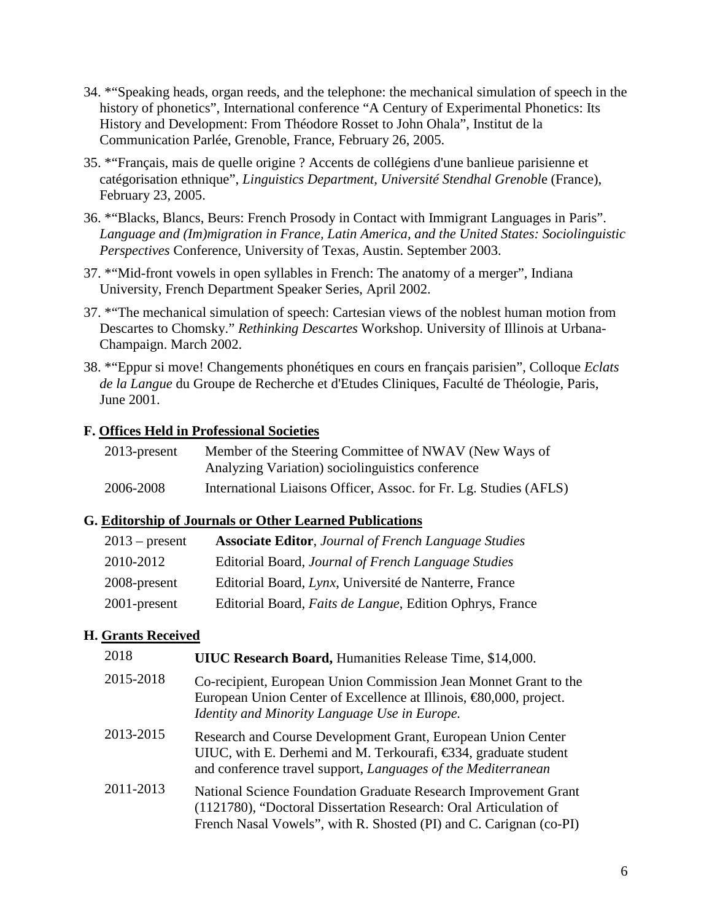34. *"Speaking heads, organ reeds, and the telephone: the mechanical simulation of speech in the history of phonetics", International conference "A Century of Experimental Phonetics: Its History and Development: From Théodore Rosset to John Ohala", Institut de la Communication Parlée, Grenoble, France, February 26, 2005.

35. *"Français, mais de quelle origine ? Accents de collégiens d'une banlieue parisienne et catégorisation ethnique", *Linguistics Department, Université Stendhal Grenobl*e (France), February 23, 2005.

36. *"Blacks, Blancs, Beurs: French Prosody in Contact with Immigrant Languages in Paris". *Language and (Im)migration in France, Latin America, and the United States: Sociolinguistic Perspectives* Conference, University of Texas, Austin. September 2003.

37. *"Mid-front vowels in open syllables in French: The anatomy of a merger", Indiana University, French Department Speaker Series, April 2002.

37. *"The mechanical simulation of speech: Cartesian views of the noblest human motion from Descartes to Chomsky." *Rethinking Descartes* Workshop. University of Illinois at Urbana-Champaign. March 2002.

38. *"Eppur si move! Changements phonétiques en cours en français parisien", Colloque *Eclats de la Langue* du Groupe de Recherche et d'Etudes Cliniques, Faculté de Théologie, Paris, June 2001.

### F. Offices Held in Professional Societies

| | |
|---|---|
| 2013-present | Member of the Steering Committee of NWAV (New Ways of Analyzing Variation) sociolinguistics conference |
| 2006-2008 | International Liaisons Officer, Assoc. for Fr. Lg. Studies (AFLS) |

### G. Editorship of Journals or Other Learned Publications

| | |
|---|---|
| 2013 – present | **Associate Editor**, *Journal of French Language Studies* |
| 2010-2012 | Editorial Board, *Journal of French Language Studies* |
| 2008-present | Editorial Board, *Lynx*, Université de Nanterre, France |
| 2001-present | Editorial Board, *Faits de Langue*, Edition Ophrys, France |

### H. Grants Received

| | |
|---|---|
| 2018 | **UIUC Research Board,** Humanities Release Time, $14,000. |
| 2015-2018 | Co-recipient, European Union Commission Jean Monnet Grant to the European Union Center of Excellence at Illinois, €80,000, project. *Identity and Minority Language Use in Europe.* |
| 2013-2015 | Research and Course Development Grant, European Union Center UIUC, with E. Derhemi and M. Terkourafi, €334, graduate student and conference travel support, *Languages of the Mediterranean* |
| 2011-2013 | National Science Foundation Graduate Research Improvement Grant (1121780), "Doctoral Dissertation Research: Oral Articulation of French Nasal Vowels", with R. Shosted (PI) and C. Carignan (co-PI) |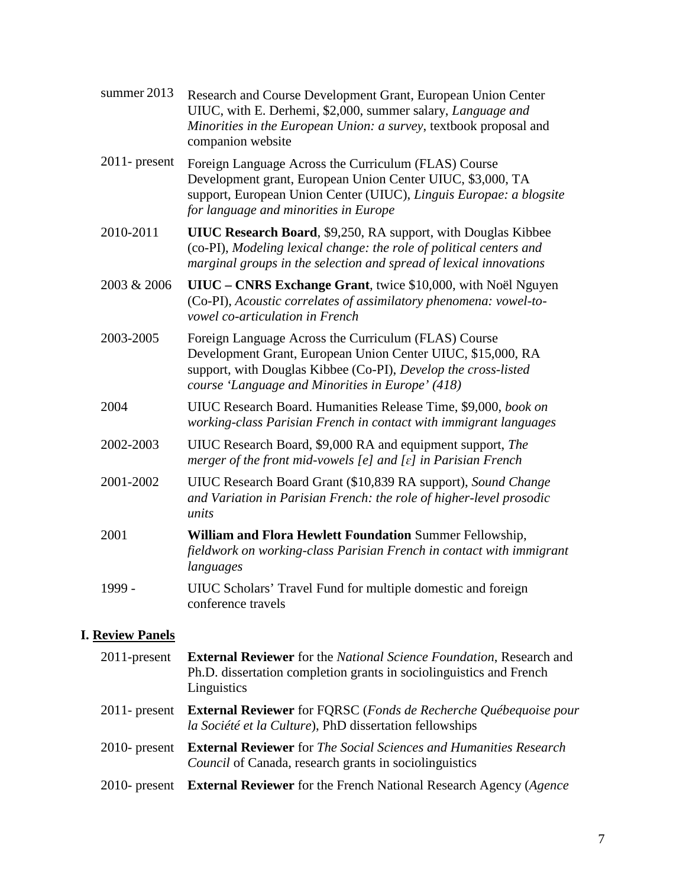summer 2013 Research and Course Development Grant, European Union Center UIUC, with E. Derhemi, $2,000, summer salary, *Language and Minorities in the European Union: a survey*, textbook proposal and companion website

2011- present Foreign Language Across the Curriculum (FLAS) Course Development grant, European Union Center UIUC, $3,000, TA support, European Union Center (UIUC), *Linguis Europae: a blogsite for language and minorities in Europe*

2010-2011 **UIUC Research Board**, $9,250, RA support, with Douglas Kibbee (co-PI), *Modeling lexical change: the role of political centers and marginal groups in the selection and spread of lexical innovations*

2003 & 2006 **UIUC – CNRS Exchange Grant**, twice $10,000, with Noël Nguyen (Co-PI), *Acoustic correlates of assimilatory phenomena: vowel-to-vowel co-articulation in French*

2003-2005 Foreign Language Across the Curriculum (FLAS) Course Development Grant, European Union Center UIUC, $15,000, RA support, with Douglas Kibbee (Co-PI), *Develop the cross-listed course 'Language and Minorities in Europe' (418)*

2004 UIUC Research Board. Humanities Release Time, $9,000, *book on working-class Parisian French in contact with immigrant languages*

2002-2003 UIUC Research Board, $9,000 RA and equipment support, *The merger of the front mid-vowels [e] and [ɛ] in Parisian French*

2001-2002 UIUC Research Board Grant ($10,839 RA support), *Sound Change and Variation in Parisian French: the role of higher-level prosodic units*

2001 **William and Flora Hewlett Foundation** Summer Fellowship, *fieldwork on working-class Parisian French in contact with immigrant languages*

1999 - UIUC Scholars' Travel Fund for multiple domestic and foreign conference travels

## I. Review Panels

2011-present **External Reviewer** for the *National Science Foundation*, Research and Ph.D. dissertation completion grants in sociolinguistics and French Linguistics

2011- present **External Reviewer** for FQRSC (*Fonds de Recherche Québequoise pour la Société et la Culture*), PhD dissertation fellowships

2010- present **External Reviewer** for *The Social Sciences and Humanities Research Council* of Canada, research grants in sociolinguistics

2010- present **External Reviewer** for the French National Research Agency (*Agence*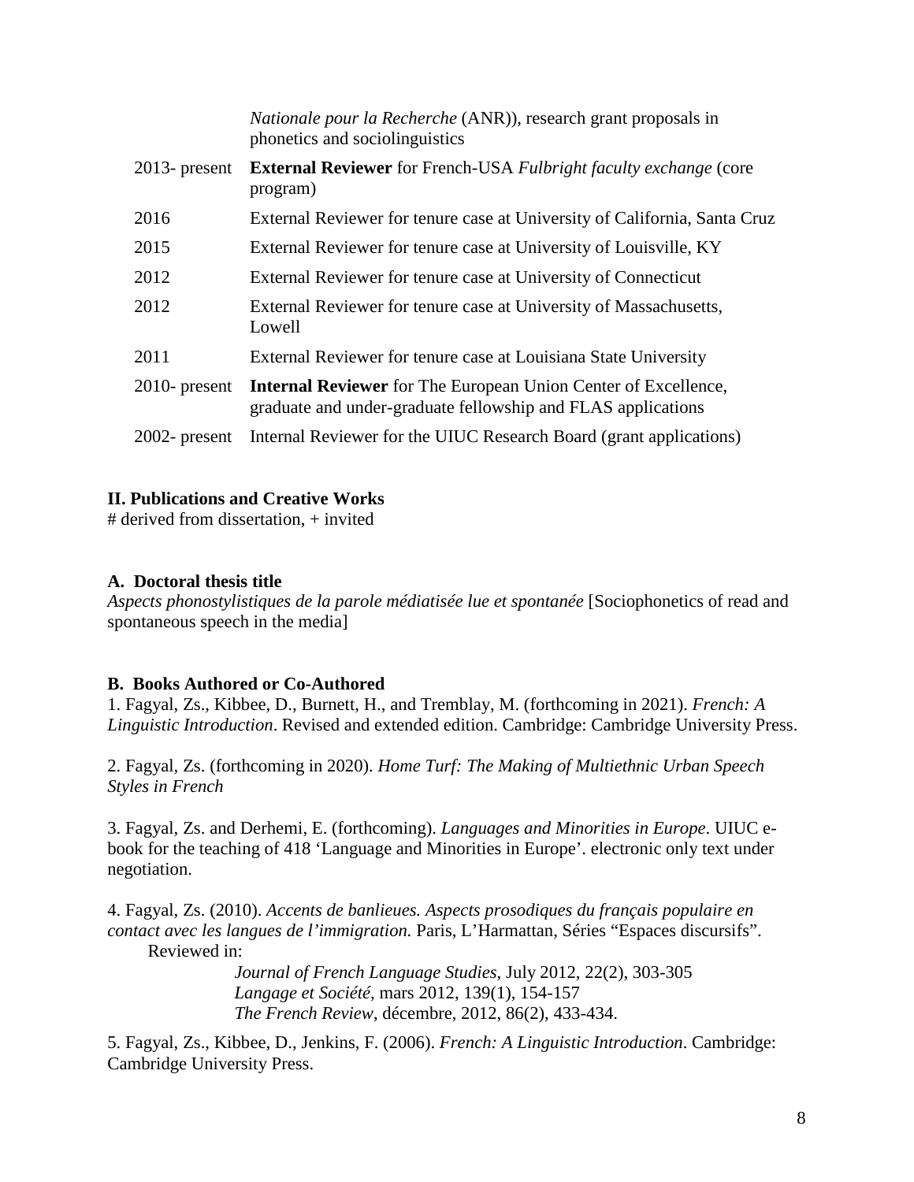| | |
|---|---|
| | *Nationale pour la Recherche* (ANR)), research grant proposals in phonetics and sociolinguistics |
| 2013- present | **External Reviewer** for French-USA *Fulbright faculty exchange* (core program) |
| 2016 | External Reviewer for tenure case at University of California, Santa Cruz |
| 2015 | External Reviewer for tenure case at University of Louisville, KY |
| 2012 | External Reviewer for tenure case at University of Connecticut |
| 2012 | External Reviewer for tenure case at University of Massachusetts, Lowell |
| 2011 | External Reviewer for tenure case at Louisiana State University |
| 2010- present | **Internal Reviewer** for The European Union Center of Excellence, graduate and under-graduate fellowship and FLAS applications |
| 2002- present | Internal Reviewer for the UIUC Research Board (grant applications) |

## II. Publications and Creative Works

# derived from dissertation, + invited

### A. Doctoral thesis title

*Aspects phonostylistiques de la parole médiatisée lue et spontanée* [Sociophonetics of read and spontaneous speech in the media]

### B. Books Authored or Co-Authored

1. Fagyal, Zs., Kibbee, D., Burnett, H., and Tremblay, M. (forthcoming in 2021). *French: A Linguistic Introduction*. Revised and extended edition. Cambridge: Cambridge University Press.

2. Fagyal, Zs. (forthcoming in 2020). *Home Turf: The Making of Multiethnic Urban Speech Styles in French*

3. Fagyal, Zs. and Derhemi, E. (forthcoming). *Languages and Minorities in Europe*. UIUC e-book for the teaching of 418 'Language and Minorities in Europe'. electronic only text under negotiation.

4. Fagyal, Zs. (2010). *Accents de banlieues. Aspects prosodiques du français populaire en contact avec les langues de l'immigration.* Paris, L'Harmattan, Séries "Espaces discursifs".
Reviewed in:
*Journal of French Language Studies*, July 2012, 22(2), 303-305
*Langage et Société*, mars 2012, 139(1), 154-157
*The French Review*, décembre, 2012, 86(2), 433-434.

5. Fagyal, Zs., Kibbee, D., Jenkins, F. (2006). *French: A Linguistic Introduction*. Cambridge: Cambridge University Press.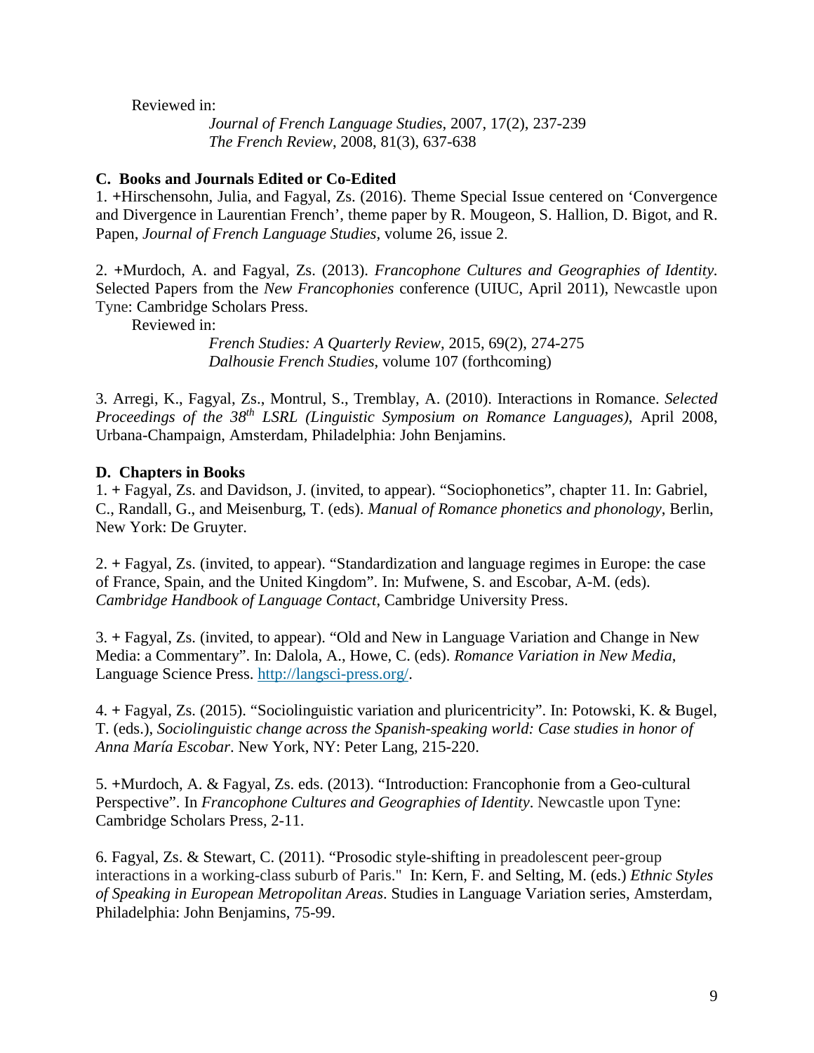Reviewed in:

*Journal of French Language Studies*, 2007, 17(2), 237-239
*The French Review*, 2008, 81(3), 637-638

**C. Books and Journals Edited or Co-Edited**

1. +Hirschensohn, Julia, and Fagyal, Zs. (2016). Theme Special Issue centered on 'Convergence and Divergence in Laurentian French', theme paper by R. Mougeon, S. Hallion, D. Bigot, and R. Papen, *Journal of French Language Studies*, volume 26, issue 2.

2. +Murdoch, A. and Fagyal, Zs. (2013). *Francophone Cultures and Geographies of Identity*. Selected Papers from the *New Francophonies* conference (UIUC, April 2011), Newcastle upon Tyne: Cambridge Scholars Press.

Reviewed in:

*French Studies: A Quarterly Review*, 2015, 69(2), 274-275
*Dalhousie French Studies*, volume 107 (forthcoming)

3. Arregi, K., Fagyal, Zs., Montrul, S., Tremblay, A. (2010). Interactions in Romance. *Selected Proceedings of the 38th LSRL (Linguistic Symposium on Romance Languages)*, April 2008, Urbana-Champaign, Amsterdam, Philadelphia: John Benjamins.

**D. Chapters in Books**

1. + Fagyal, Zs. and Davidson, J. (invited, to appear). "Sociophonetics", chapter 11. In: Gabriel, C., Randall, G., and Meisenburg, T. (eds). *Manual of Romance phonetics and phonology*, Berlin, New York: De Gruyter.

2. + Fagyal, Zs. (invited, to appear). "Standardization and language regimes in Europe: the case of France, Spain, and the United Kingdom". In: Mufwene, S. and Escobar, A-M. (eds). *Cambridge Handbook of Language Contact*, Cambridge University Press.

3. + Fagyal, Zs. (invited, to appear). "Old and New in Language Variation and Change in New Media: a Commentary". In: Dalola, A., Howe, C. (eds). *Romance Variation in New Media*, Language Science Press. http://langsci-press.org/.

4. + Fagyal, Zs. (2015). "Sociolinguistic variation and pluricentricity". In: Potowski, K. & Bugel, T. (eds.), *Sociolinguistic change across the Spanish-speaking world: Case studies in honor of Anna María Escobar*. New York, NY: Peter Lang, 215-220.

5. +Murdoch, A. & Fagyal, Zs. eds. (2013). "Introduction: Francophonie from a Geo-cultural Perspective". In *Francophone Cultures and Geographies of Identity*. Newcastle upon Tyne: Cambridge Scholars Press, 2-11.

6. Fagyal, Zs. & Stewart, C. (2011). "Prosodic style-shifting in preadolescent peer-group interactions in a working-class suburb of Paris." In: Kern, F. and Selting, M. (eds.) *Ethnic Styles of Speaking in European Metropolitan Areas*. Studies in Language Variation series, Amsterdam, Philadelphia: John Benjamins, 75-99.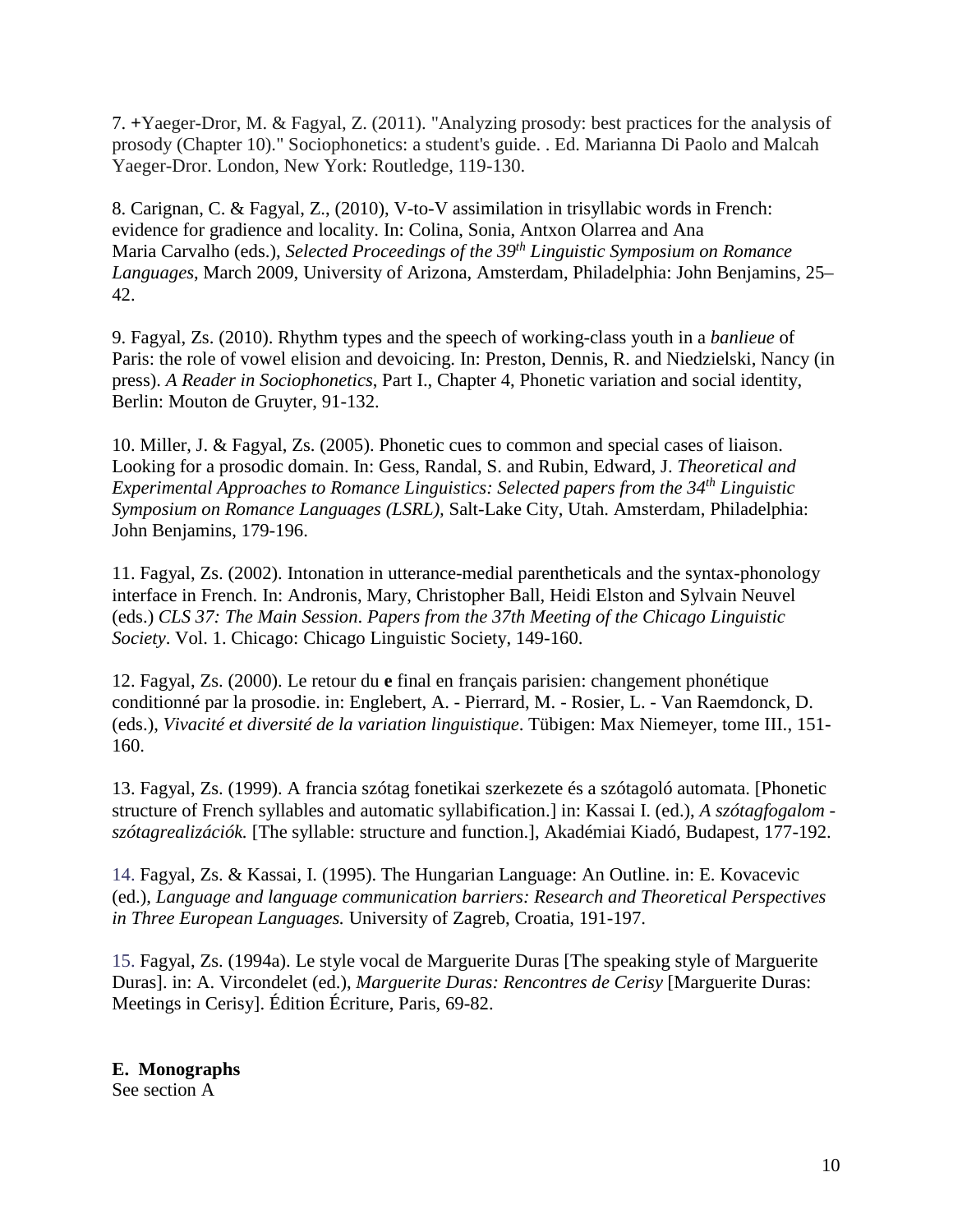7. +Yaeger-Dror, M. & Fagyal, Z. (2011). "Analyzing prosody: best practices for the analysis of prosody (Chapter 10)." Sociophonetics: a student's guide. . Ed. Marianna Di Paolo and Malcah Yaeger-Dror. London, New York: Routledge, 119-130.

8. Carignan, C. & Fagyal, Z., (2010), V-to-V assimilation in trisyllabic words in French: evidence for gradience and locality. In: Colina, Sonia, Antxon Olarrea and Ana Maria Carvalho (eds.), *Selected Proceedings of the 39th Linguistic Symposium on Romance Languages*, March 2009, University of Arizona, Amsterdam, Philadelphia: John Benjamins, 25–42.

9. Fagyal, Zs. (2010). Rhythm types and the speech of working-class youth in a *banlieue* of Paris: the role of vowel elision and devoicing. In: Preston, Dennis, R. and Niedzielski, Nancy (in press). *A Reader in Sociophonetics*, Part I., Chapter 4, Phonetic variation and social identity, Berlin: Mouton de Gruyter, 91-132.

10. Miller, J. & Fagyal, Zs. (2005). Phonetic cues to common and special cases of liaison. Looking for a prosodic domain. In: Gess, Randal, S. and Rubin, Edward, J. *Theoretical and Experimental Approaches to Romance Linguistics: Selected papers from the 34th Linguistic Symposium on Romance Languages (LSRL),* Salt-Lake City, Utah. Amsterdam, Philadelphia: John Benjamins, 179-196.

11. Fagyal, Zs. (2002). Intonation in utterance-medial parentheticals and the syntax-phonology interface in French. In: Andronis, Mary, Christopher Ball, Heidi Elston and Sylvain Neuvel (eds.) *CLS 37: The Main Session*. *Papers from the 37th Meeting of the Chicago Linguistic Society*. Vol. 1. Chicago: Chicago Linguistic Society, 149-160.

12. Fagyal, Zs. (2000). Le retour du **e** final en français parisien: changement phonétique conditionné par la prosodie. in: Englebert, A. - Pierrard, M. - Rosier, L. - Van Raemdonck, D. (eds.), *Vivacité et diversité de la variation linguistique*. Tübigen: Max Niemeyer, tome III., 151-160.

13. Fagyal, Zs. (1999). A francia szótag fonetikai szerkezete és a szótagoló automata. [Phonetic structure of French syllables and automatic syllabification.] in: Kassai I. (ed.), *A szótagfogalom - szótagrealizációk.* [The syllable: structure and function.], Akadémiai Kiadó, Budapest, 177-192.

14. Fagyal, Zs. & Kassai, I. (1995). The Hungarian Language: An Outline. in: E. Kovacevic (ed.), *Language and language communication barriers: Research and Theoretical Perspectives in Three European Languages.* University of Zagreb, Croatia, 191-197.

15. Fagyal, Zs. (1994a). Le style vocal de Marguerite Duras [The speaking style of Marguerite Duras]. in: A. Vircondelet (ed.), *Marguerite Duras: Rencontres de Cerisy* [Marguerite Duras: Meetings in Cerisy]. Édition Écriture, Paris, 69-82.

**E. Monographs**
See section A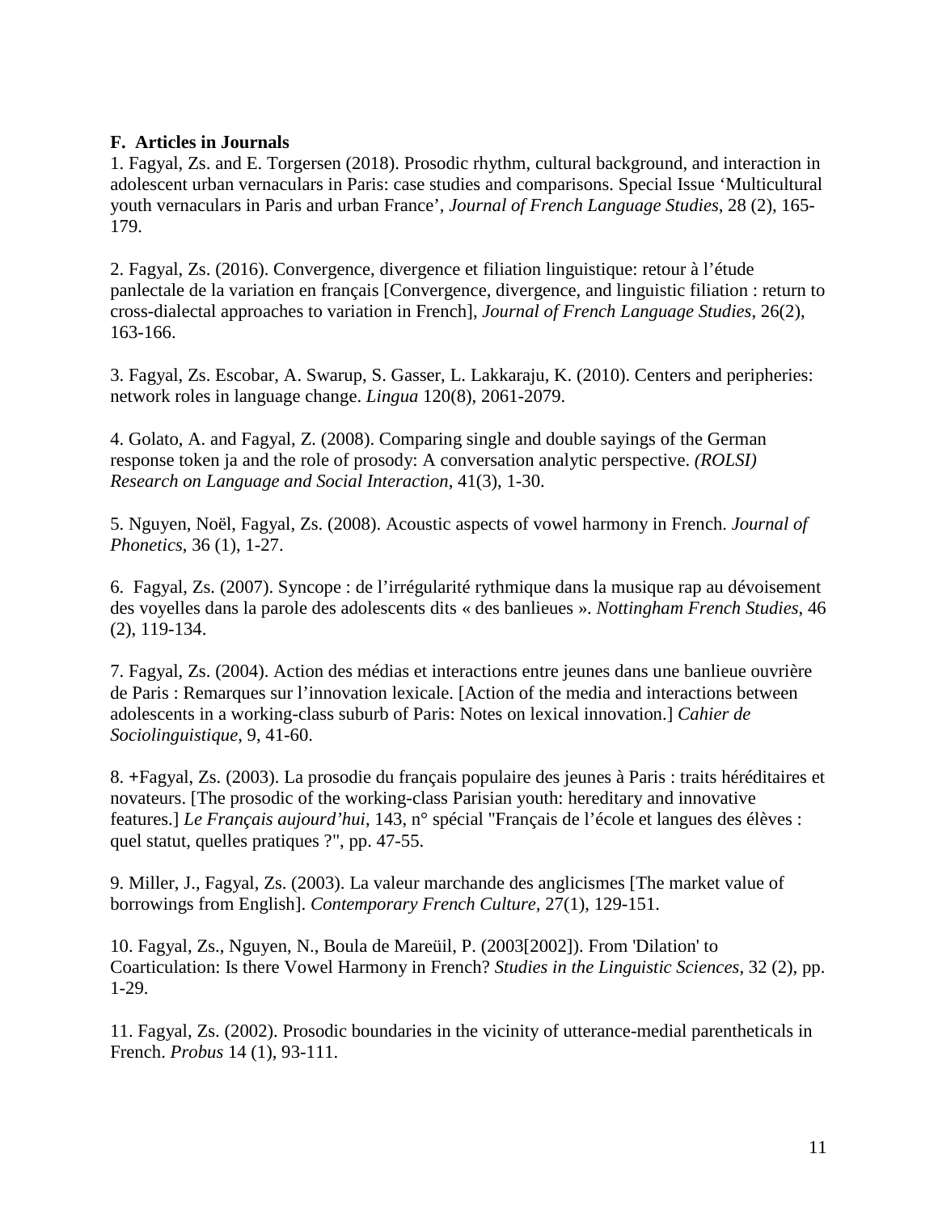**F. Articles in Journals**

1. Fagyal, Zs. and E. Torgersen (2018). Prosodic rhythm, cultural background, and interaction in adolescent urban vernaculars in Paris: case studies and comparisons. Special Issue 'Multicultural youth vernaculars in Paris and urban France', *Journal of French Language Studies*, 28 (2), 165-179.

2. Fagyal, Zs. (2016). Convergence, divergence et filiation linguistique: retour à l'étude panlectale de la variation en français [Convergence, divergence, and linguistic filiation : return to cross-dialectal approaches to variation in French], *Journal of French Language Studies*, 26(2), 163-166.

3. Fagyal, Zs. Escobar, A. Swarup, S. Gasser, L. Lakkaraju, K. (2010). Centers and peripheries: network roles in language change. *Lingua* 120(8), 2061-2079.

4. Golato, A. and Fagyal, Z. (2008). Comparing single and double sayings of the German response token ja and the role of prosody: A conversation analytic perspective. *(ROLSI) Research on Language and Social Interaction*, 41(3), 1-30.

5. Nguyen, Noël, Fagyal, Zs. (2008). Acoustic aspects of vowel harmony in French. *Journal of Phonetics*, 36 (1), 1-27.

6. Fagyal, Zs. (2007). Syncope : de l'irrégularité rythmique dans la musique rap au dévoisement des voyelles dans la parole des adolescents dits « des banlieues ». *Nottingham French Studies*, 46 (2), 119-134.

7. Fagyal, Zs. (2004). Action des médias et interactions entre jeunes dans une banlieue ouvrière de Paris : Remarques sur l'innovation lexicale. [Action of the media and interactions between adolescents in a working-class suburb of Paris: Notes on lexical innovation.] *Cahier de Sociolinguistique*, 9, 41-60.

8. +Fagyal, Zs. (2003). La prosodie du français populaire des jeunes à Paris : traits héréditaires et novateurs. [The prosodic of the working-class Parisian youth: hereditary and innovative features.] *Le Français aujourd'hui*, 143, n° spécial "Français de l'école et langues des élèves : quel statut, quelles pratiques ?", pp. 47-55.

9. Miller, J., Fagyal, Zs. (2003). La valeur marchande des anglicismes [The market value of borrowings from English]. *Contemporary French Culture*, 27(1), 129-151.

10. Fagyal, Zs., Nguyen, N., Boula de Mareüil, P. (2003[2002]). From 'Dilation' to Coarticulation: Is there Vowel Harmony in French? *Studies in the Linguistic Sciences*, 32 (2), pp. 1-29.

11. Fagyal, Zs. (2002). Prosodic boundaries in the vicinity of utterance-medial parentheticals in French. *Probus* 14 (1), 93-111.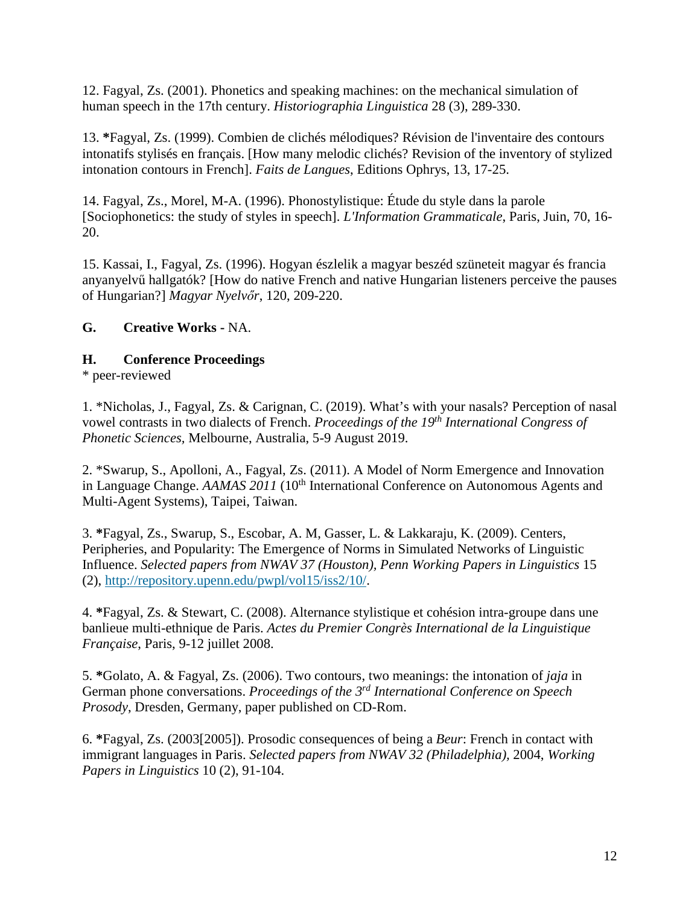12. Fagyal, Zs. (2001). Phonetics and speaking machines: on the mechanical simulation of human speech in the 17th century. *Historiographia Linguistica* 28 (3), 289-330.

13. ***Fagyal, Zs. (1999). Combien de clichés mélodiques? Révision de l'inventaire des contours intonatifs stylisés en français. [How many melodic clichés? Revision of the inventory of stylized intonation contours in French]. *Faits de Langues*, Editions Ophrys, 13, 17-25.

14. Fagyal, Zs., Morel, M-A. (1996). Phonostylistique: Étude du style dans la parole [Sociophonetics: the study of styles in speech]. *L'Information Grammaticale*, Paris, Juin, 70, 16-20.

15. Kassai, I., Fagyal, Zs. (1996). Hogyan észlelik a magyar beszéd szüneteit magyar és francia anyanyelvű hallgatók? [How do native French and native Hungarian listeners perceive the pauses of Hungarian?] *Magyar Nyelvőr*, 120, 209-220.

**G. Creative Works -** NA.

**H. Conference Proceedings**

\* peer-reviewed

1. \*Nicholas, J., Fagyal, Zs. & Carignan, C. (2019). What's with your nasals? Perception of nasal vowel contrasts in two dialects of French. *Proceedings of the 19th International Congress of Phonetic Sciences,* Melbourne, Australia, 5-9 August 2019.

2. \*Swarup, S., Apolloni, A., Fagyal, Zs. (2011). A Model of Norm Emergence and Innovation in Language Change. *AAMAS 2011* (10th International Conference on Autonomous Agents and Multi-Agent Systems), Taipei, Taiwan.

3. ***Fagyal, Zs., Swarup, S., Escobar, A. M, Gasser, L. & Lakkaraju, K. (2009). Centers, Peripheries, and Popularity: The Emergence of Norms in Simulated Networks of Linguistic Influence. *Selected papers from NWAV 37 (Houston), Penn Working Papers in Linguistics* 15 (2), http://repository.upenn.edu/pwpl/vol15/iss2/10/.

4. ***Fagyal, Zs. & Stewart, C. (2008). Alternance stylistique et cohésion intra-groupe dans une banlieue multi-ethnique de Paris. *Actes du Premier Congrès International de la Linguistique Française*, Paris, 9-12 juillet 2008.

5. ***Golato, A. & Fagyal, Zs. (2006). Two contours, two meanings: the intonation of *jaja* in German phone conversations. *Proceedings of the 3rd International Conference on Speech Prosody*, Dresden, Germany, paper published on CD-Rom.

6. ***Fagyal, Zs. (2003[2005]). Prosodic consequences of being a *Beur*: French in contact with immigrant languages in Paris. *Selected papers from NWAV 32 (Philadelphia),* 2004, *Working Papers in Linguistics* 10 (2), 91-104.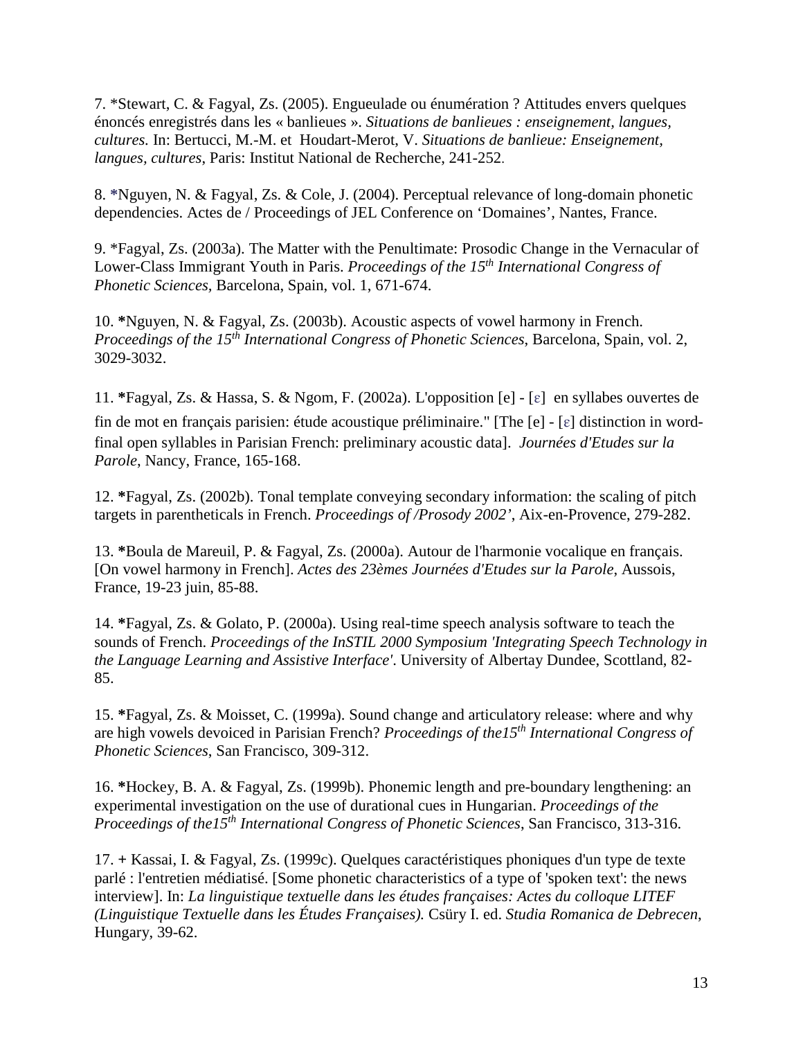7. *Stewart, C. & Fagyal, Zs. (2005). Engueulade ou énumération ? Attitudes envers quelques énoncés enregistrés dans les « banlieues ». *Situations de banlieues : enseignement, langues, cultures.* In: Bertucci, M.-M. et Houdart-Merot, V. *Situations de banlieue: Enseignement, langues, cultures*, Paris: Institut National de Recherche, 241-252.

8. *Nguyen, N. & Fagyal, Zs. & Cole, J. (2004). Perceptual relevance of long-domain phonetic dependencies. Actes de / Proceedings of JEL Conference on 'Domaines', Nantes, France.

9. *Fagyal, Zs. (2003a). The Matter with the Penultimate: Prosodic Change in the Vernacular of Lower-Class Immigrant Youth in Paris. *Proceedings of the 15th International Congress of Phonetic Sciences*, Barcelona, Spain, vol. 1, 671-674.

10. *Nguyen, N. & Fagyal, Zs. (2003b). Acoustic aspects of vowel harmony in French. *Proceedings of the 15th International Congress of Phonetic Sciences*, Barcelona, Spain, vol. 2, 3029-3032.

11. *Fagyal, Zs. & Hassa, S. & Ngom, F. (2002a). L'opposition [e] - [ɛ] en syllabes ouvertes de fin de mot en français parisien: étude acoustique préliminaire." [The [e] - [ɛ] distinction in word-final open syllables in Parisian French: preliminary acoustic data]. *Journées d'Etudes sur la Parole*, Nancy, France, 165-168.

12. *Fagyal, Zs. (2002b). Tonal template conveying secondary information: the scaling of pitch targets in parentheticals in French. *Proceedings of /Prosody 2002'*, Aix-en-Provence, 279-282.

13. *Boula de Mareuil, P. & Fagyal, Zs. (2000a). Autour de l'harmonie vocalique en français. [On vowel harmony in French]. *Actes des 23èmes Journées d'Etudes sur la Parole*, Aussois, France, 19-23 juin, 85-88.

14. *Fagyal, Zs. & Golato, P. (2000a). Using real-time speech analysis software to teach the sounds of French. *Proceedings of the InSTIL 2000 Symposium 'Integrating Speech Technology in the Language Learning and Assistive Interface'*. University of Albertay Dundee, Scottland, 82-85.

15. *Fagyal, Zs. & Moisset, C. (1999a). Sound change and articulatory release: where and why are high vowels devoiced in Parisian French? *Proceedings of the15th International Congress of Phonetic Sciences*, San Francisco, 309-312.

16. *Hockey, B. A. & Fagyal, Zs. (1999b). Phonemic length and pre-boundary lengthening: an experimental investigation on the use of durational cues in Hungarian. *Proceedings of the Proceedings of the15th International Congress of Phonetic Sciences*, San Francisco, 313-316.

17. + Kassai, I. & Fagyal, Zs. (1999c). Quelques caractéristiques phoniques d'un type de texte parlé : l'entretien médiatisé. [Some phonetic characteristics of a type of 'spoken text': the news interview]. In: *La linguistique textuelle dans les études françaises: Actes du colloque LITEF (Linguistique Textuelle dans les Études Françaises).* Csüry I. ed. *Studia Romanica de Debrecen*, Hungary, 39-62.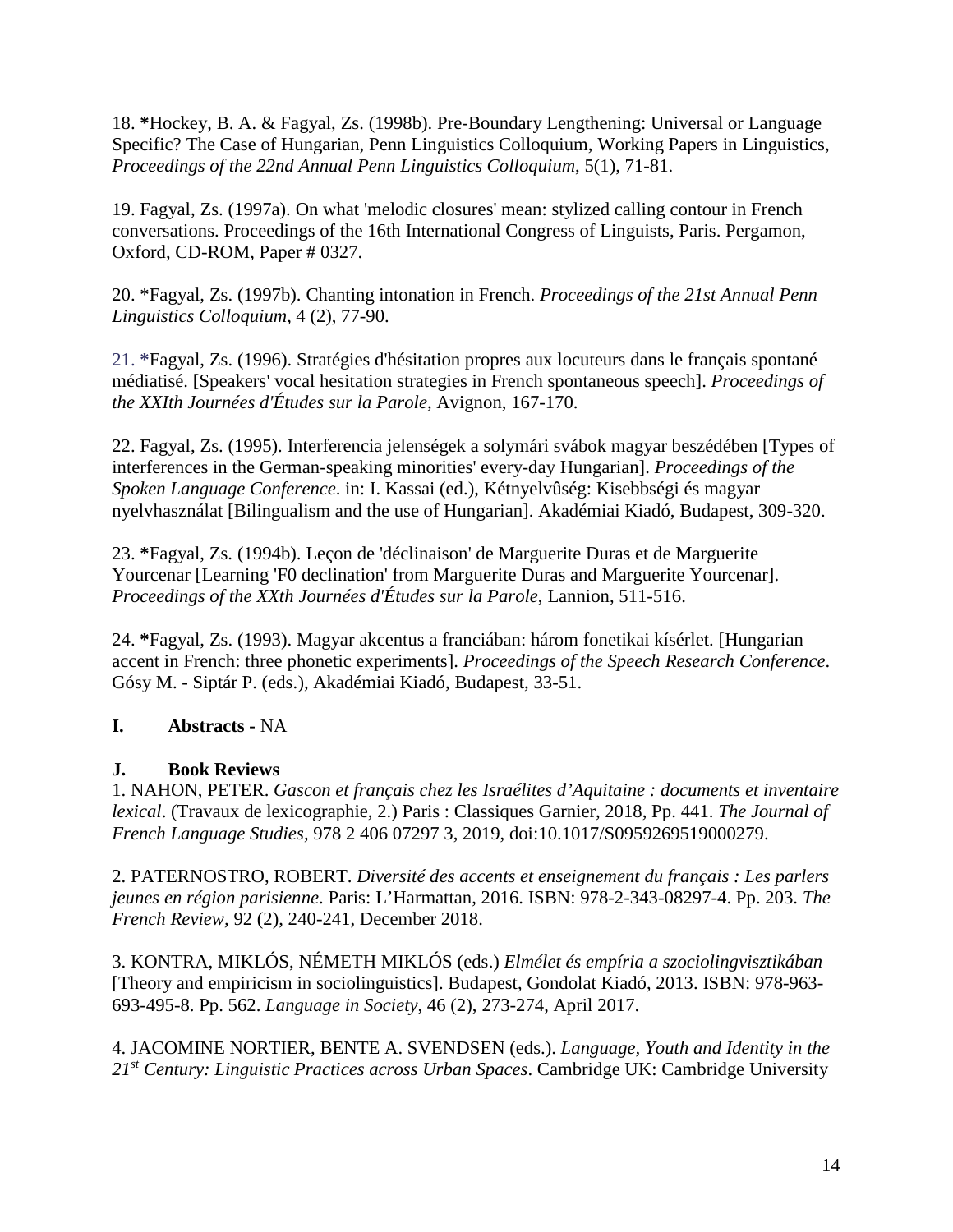18. ***Hockey**, B. A. & Fagyal, Zs. (1998b). Pre-Boundary Lengthening: Universal or Language Specific? The Case of Hungarian, Penn Linguistics Colloquium, Working Papers in Linguistics, *Proceedings of the 22nd Annual Penn Linguistics Colloquium*, 5(1), 71-81.

19. Fagyal, Zs. (1997a). On what 'melodic closures' mean: stylized calling contour in French conversations. Proceedings of the 16th International Congress of Linguists, Paris. Pergamon, Oxford, CD-ROM, Paper # 0327.

20. *Fagyal, Zs. (1997b). Chanting intonation in French. *Proceedings of the 21st Annual Penn Linguistics Colloquium*, 4 (2), 77-90.

21. *Fagyal, Zs. (1996). Stratégies d'hésitation propres aux locuteurs dans le français spontané médiatisé. [Speakers' vocal hesitation strategies in French spontaneous speech]. *Proceedings of the XXIth Journées d'Études sur la Parole*, Avignon, 167-170.

22. Fagyal, Zs. (1995). Interferencia jelenségek a solymári svábok magyar beszédében [Types of interferences in the German-speaking minorities' every-day Hungarian]. *Proceedings of the Spoken Language Conference*. in: I. Kassai (ed.), Kétnyelvûség: Kisebbségi és magyar nyelvhasználat [Bilingualism and the use of Hungarian]. Akadémiai Kiadó, Budapest, 309-320.

23. *Fagyal, Zs. (1994b). Leçon de 'déclinaison' de Marguerite Duras et de Marguerite Yourcenar [Learning 'F0 declination' from Marguerite Duras and Marguerite Yourcenar]. *Proceedings of the XXth Journées d'Études sur la Parole*, Lannion, 511-516.

24. *Fagyal, Zs. (1993). Magyar akcentus a franciában: három fonetikai kísérlet. [Hungarian accent in French: three phonetic experiments]. *Proceedings of the Speech Research Conference*. Gósy M. - Siptár P. (eds.), Akadémiai Kiadó, Budapest, 33-51.

**I. Abstracts -** NA

**J. Book Reviews**

1. NAHON, PETER. *Gascon et français chez les Israélites d'Aquitaine : documents et inventaire lexical*. (Travaux de lexicographie, 2.) Paris : Classiques Garnier, 2018, Pp. 441. *The Journal of French Language Studies*, 978 2 406 07297 3, 2019, doi:10.1017/S0959269519000279.

2. PATERNOSTRO, ROBERT. *Diversité des accents et enseignement du français : Les parlers jeunes en région parisienne*. Paris: L'Harmattan, 2016. ISBN: 978-2-343-08297-4. Pp. 203. *The French Review*, 92 (2), 240-241, December 2018.

3. KONTRA, MIKLÓS, NÉMETH MIKLÓS (eds.) *Elmélet és empíria a szociolingvisztikában* [Theory and empiricism in sociolinguistics]. Budapest, Gondolat Kiadó, 2013. ISBN: 978-963-693-495-8. Pp. 562. *Language in Society*, 46 (2), 273-274, April 2017.

4. JACOMINE NORTIER, BENTE A. SVENDSEN (eds.). *Language, Youth and Identity in the 21st Century: Linguistic Practices across Urban Spaces*. Cambridge UK: Cambridge University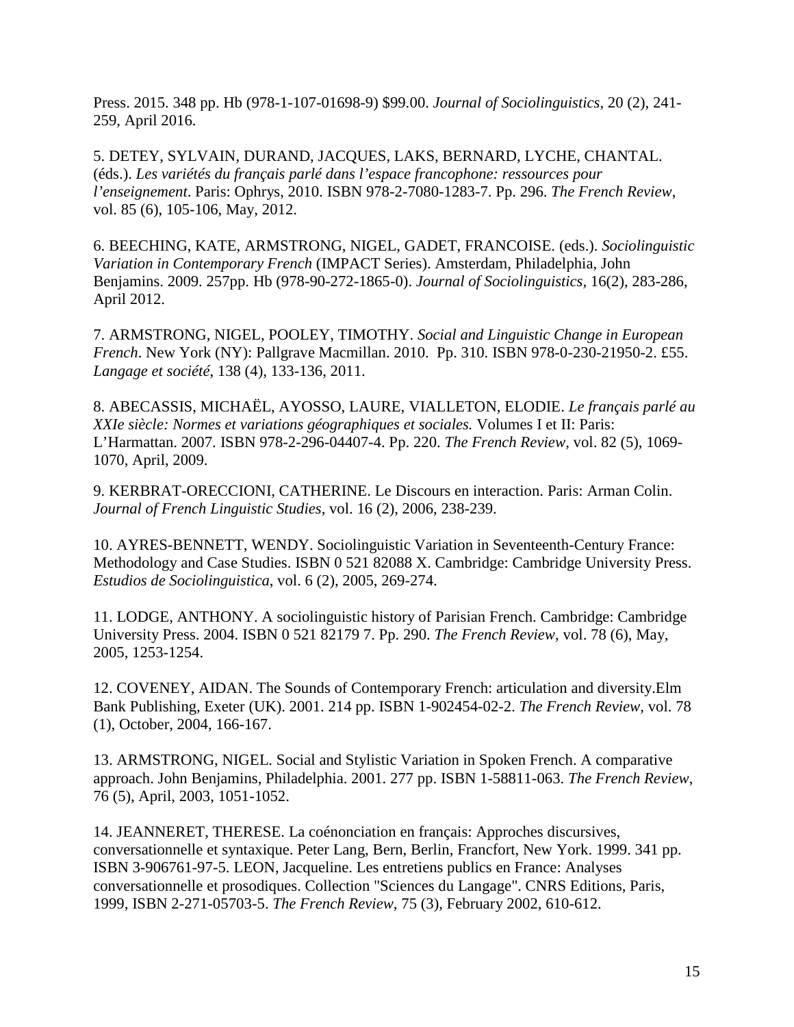Press. 2015. 348 pp. Hb (978-1-107-01698-9) $99.00. *Journal of Sociolinguistics*, 20 (2), 241-259, April 2016.

5. DETEY, SYLVAIN, DURAND, JACQUES, LAKS, BERNARD, LYCHE, CHANTAL. (éds.). *Les variétés du français parlé dans l'espace francophone: ressources pour l'enseignement*. Paris: Ophrys, 2010. ISBN 978-2-7080-1283-7. Pp. 296. *The French Review*, vol. 85 (6), 105-106, May, 2012.

6. BEECHING, KATE, ARMSTRONG, NIGEL, GADET, FRANCOISE. (eds.). *Sociolinguistic Variation in Contemporary French* (IMPACT Series). Amsterdam, Philadelphia, John Benjamins. 2009. 257pp. Hb (978-90-272-1865-0). *Journal of Sociolinguistics*, 16(2), 283-286, April 2012.

7. ARMSTRONG, NIGEL, POOLEY, TIMOTHY. *Social and Linguistic Change in European French*. New York (NY): Pallgrave Macmillan. 2010. Pp. 310. ISBN 978-0-230-21950-2. £55. *Langage et société*, 138 (4), 133-136, 2011.

8. ABECASSIS, MICHAËL, AYOSSO, LAURE, VIALLETON, ELODIE. *Le français parlé au XXIe siècle: Normes et variations géographiques et sociales.* Volumes I et II: Paris: L'Harmattan. 2007. ISBN 978-2-296-04407-4. Pp. 220. *The French Review*, vol. 82 (5), 1069-1070, April, 2009.

9. KERBRAT-ORECCIONI, CATHERINE. Le Discours en interaction. Paris: Arman Colin. *Journal of French Linguistic Studies*, vol. 16 (2), 2006, 238-239.

10. AYRES-BENNETT, WENDY. Sociolinguistic Variation in Seventeenth-Century France: Methodology and Case Studies. ISBN 0 521 82088 X. Cambridge: Cambridge University Press. *Estudios de Sociolinguistica*, vol. 6 (2), 2005, 269-274.

11. LODGE, ANTHONY. A sociolinguistic history of Parisian French. Cambridge: Cambridge University Press. 2004. ISBN 0 521 82179 7. Pp. 290. *The French Review*, vol. 78 (6), May, 2005, 1253-1254.

12. COVENEY, AIDAN. The Sounds of Contemporary French: articulation and diversity.Elm Bank Publishing, Exeter (UK). 2001. 214 pp. ISBN 1-902454-02-2. *The French Review*, vol. 78 (1), October, 2004, 166-167.

13. ARMSTRONG, NIGEL. Social and Stylistic Variation in Spoken French. A comparative approach. John Benjamins, Philadelphia. 2001. 277 pp. ISBN 1-58811-063. *The French Review*, 76 (5), April, 2003, 1051-1052.

14. JEANNERET, THERESE. La coénonciation en français: Approches discursives, conversationnelle et syntaxique. Peter Lang, Bern, Berlin, Francfort, New York. 1999. 341 pp. ISBN 3-906761-97-5. LEON, Jacqueline. Les entretiens publics en France: Analyses conversationnelle et prosodiques. Collection "Sciences du Langage". CNRS Editions, Paris, 1999, ISBN 2-271-05703-5. *The French Review*, 75 (3), February 2002, 610-612.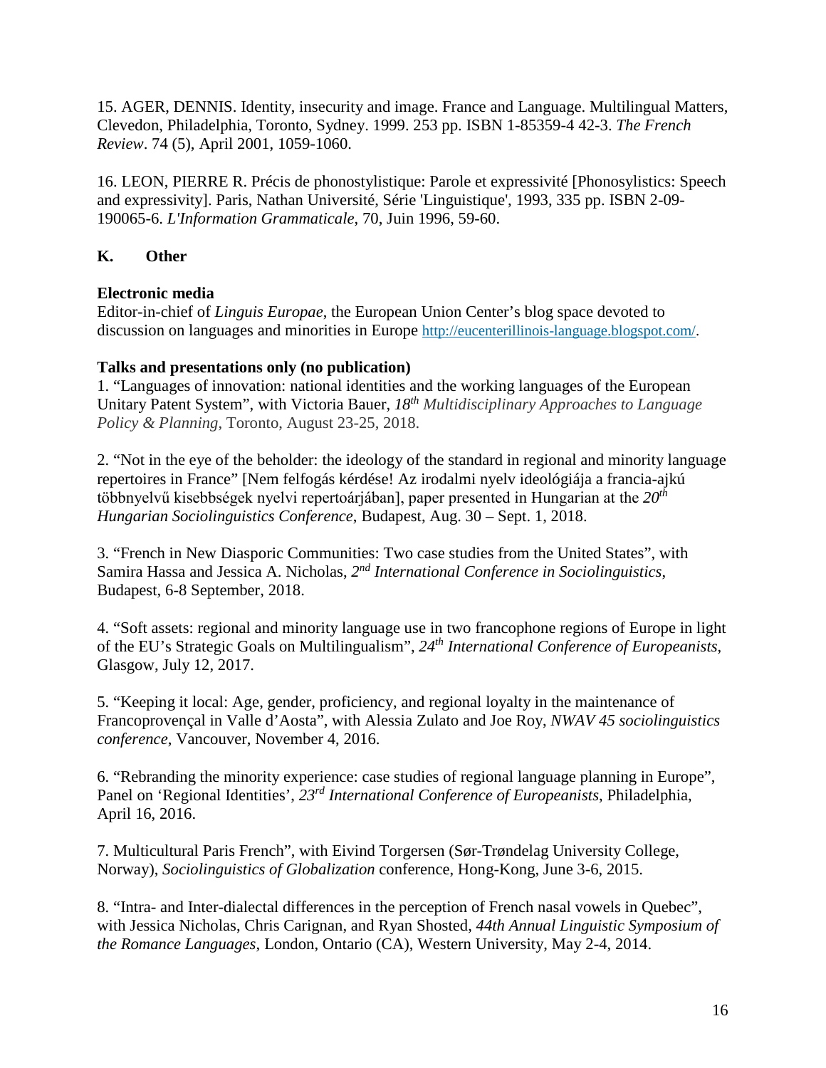15. AGER, DENNIS. Identity, insecurity and image. France and Language. Multilingual Matters, Clevedon, Philadelphia, Toronto, Sydney. 1999. 253 pp. ISBN 1-85359-4 42-3. *The French Review*. 74 (5), April 2001, 1059-1060.

16. LEON, PIERRE R. Précis de phonostylistique: Parole et expressivité [Phonosylistics: Speech and expressivity]. Paris, Nathan Université, Série 'Linguistique', 1993, 335 pp. ISBN 2-09-190065-6. *L'Information Grammaticale*, 70, Juin 1996, 59-60.

## K. Other

**Electronic media**

Editor-in-chief of *Linguis Europae*, the European Union Center's blog space devoted to discussion on languages and minorities in Europe http://eucenterillinois-language.blogspot.com/.

**Talks and presentations only (no publication)**

1. "Languages of innovation: national identities and the working languages of the European Unitary Patent System", with Victoria Bauer, *18th Multidisciplinary Approaches to Language Policy & Planning*, Toronto, August 23-25, 2018.

2. "Not in the eye of the beholder: the ideology of the standard in regional and minority language repertoires in France" [Nem felfogás kérdése! Az irodalmi nyelv ideológiája a francia-ajkú többnyelvű kisebbségek nyelvi repertoárjában], paper presented in Hungarian at the *20th Hungarian Sociolinguistics Conference*, Budapest, Aug. 30 – Sept. 1, 2018.

3. "French in New Diasporic Communities: Two case studies from the United States", with Samira Hassa and Jessica A. Nicholas, *2nd International Conference in Sociolinguistics*, Budapest, 6-8 September, 2018.

4. "Soft assets: regional and minority language use in two francophone regions of Europe in light of the EU's Strategic Goals on Multilingualism", *24th International Conference of Europeanists*, Glasgow, July 12, 2017.

5. "Keeping it local: Age, gender, proficiency, and regional loyalty in the maintenance of Francoprovençal in Valle d'Aosta", with Alessia Zulato and Joe Roy, *NWAV 45 sociolinguistics conference*, Vancouver, November 4, 2016.

6. "Rebranding the minority experience: case studies of regional language planning in Europe", Panel on 'Regional Identities', *23rd International Conference of Europeanists*, Philadelphia, April 16, 2016.

7. Multicultural Paris French", with Eivind Torgersen (Sør-Trøndelag University College, Norway), *Sociolinguistics of Globalization* conference, Hong-Kong, June 3-6, 2015.

8. "Intra- and Inter-dialectal differences in the perception of French nasal vowels in Quebec", with Jessica Nicholas, Chris Carignan, and Ryan Shosted, *44th Annual Linguistic Symposium of the Romance Languages*, London, Ontario (CA), Western University, May 2-4, 2014.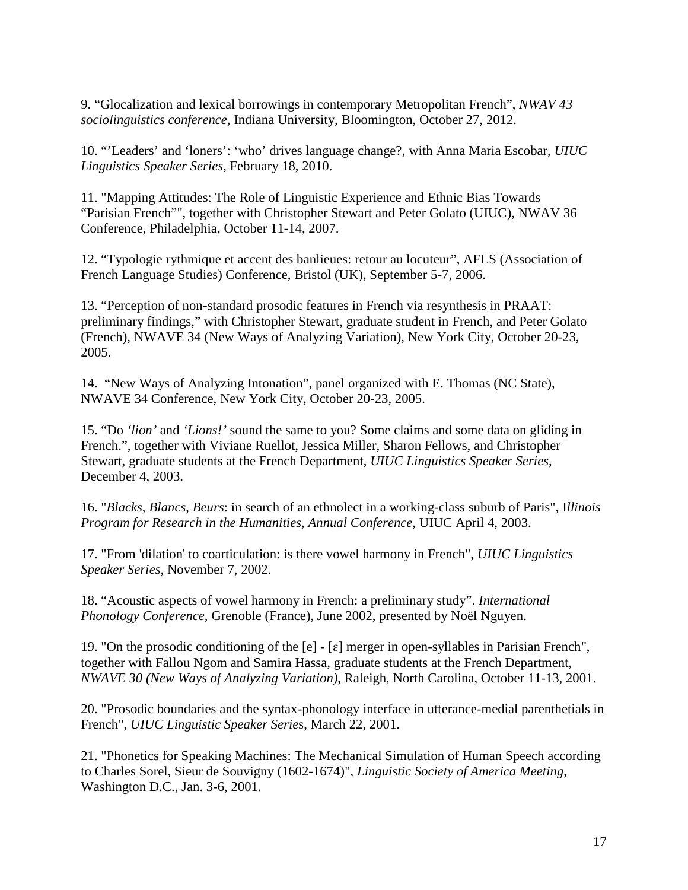9. “Glocalization and lexical borrowings in contemporary Metropolitan French”, *NWAV 43 sociolinguistics conference*, Indiana University, Bloomington, October 27, 2012.

10. “’Leaders’ and ‘loners’: ‘who’ drives language change?, with Anna Maria Escobar, *UIUC Linguistics Speaker Series*, February 18, 2010.

11. "Mapping Attitudes: The Role of Linguistic Experience and Ethnic Bias Towards “Parisian French”", together with Christopher Stewart and Peter Golato (UIUC), NWAV 36 Conference, Philadelphia, October 11-14, 2007.

12. “Typologie rythmique et accent des banlieues: retour au locuteur”, AFLS (Association of French Language Studies) Conference, Bristol (UK), September 5-7, 2006.

13. “Perception of non-standard prosodic features in French via resynthesis in PRAAT: preliminary findings,” with Christopher Stewart, graduate student in French, and Peter Golato (French), NWAVE 34 (New Ways of Analyzing Variation), New York City, October 20-23, 2005.

14. “New Ways of Analyzing Intonation”, panel organized with E. Thomas (NC State), NWAVE 34 Conference, New York City, October 20-23, 2005.

15. “Do *‘lion’* and *‘Lions!’* sound the same to you? Some claims and some data on gliding in French.”, together with Viviane Ruellot, Jessica Miller, Sharon Fellows, and Christopher Stewart, graduate students at the French Department, *UIUC Linguistics Speaker Series*, December 4, 2003.

16. "*Blacks*, *Blancs*, *Beurs*: in search of an ethnolect in a working-class suburb of Paris", I*llinois Program for Research in the Humanities, Annual Conference*, UIUC April 4, 2003.

17. "From 'dilation' to coarticulation: is there vowel harmony in French", *UIUC Linguistics Speaker Series*, November 7, 2002.

18. “Acoustic aspects of vowel harmony in French: a preliminary study”. *International Phonology Conference*, Grenoble (France), June 2002, presented by Noël Nguyen.

19. "On the prosodic conditioning of the [e] - [ɛ] merger in open-syllables in Parisian French", together with Fallou Ngom and Samira Hassa, graduate students at the French Department, *NWAVE 30 (New Ways of Analyzing Variation)*, Raleigh, North Carolina, October 11-13, 2001.

20. "Prosodic boundaries and the syntax-phonology interface in utterance-medial parenthetials in French", *UIUC Linguistic Speaker Series*, March 22, 2001.

21. "Phonetics for Speaking Machines: The Mechanical Simulation of Human Speech according to Charles Sorel, Sieur de Souvigny (1602-1674)", *Linguistic Society of America Meeting*, Washington D.C., Jan. 3-6, 2001.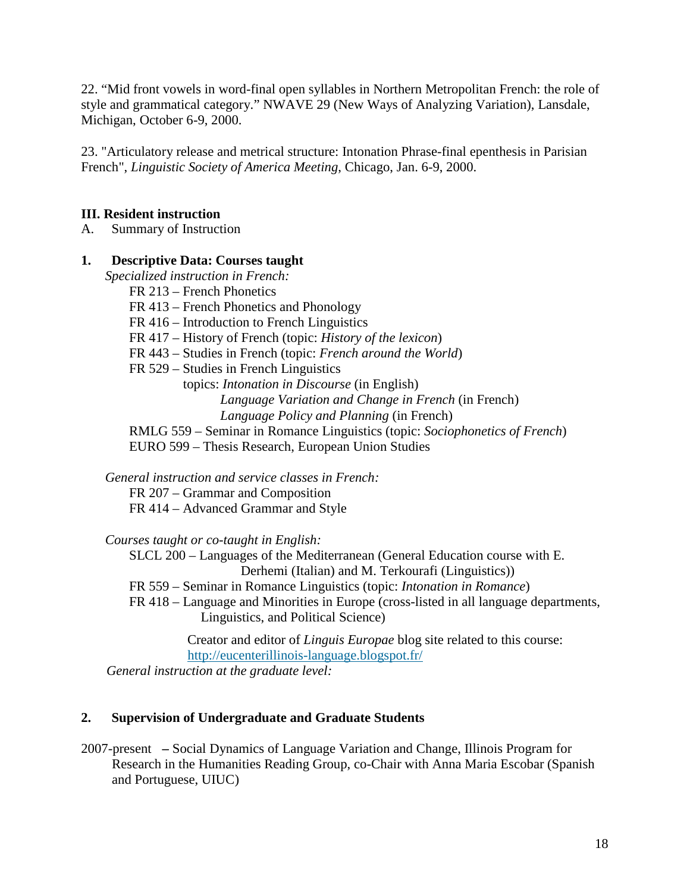22. "Mid front vowels in word-final open syllables in Northern Metropolitan French: the role of style and grammatical category." NWAVE 29 (New Ways of Analyzing Variation), Lansdale, Michigan, October 6-9, 2000.

23. "Articulatory release and metrical structure: Intonation Phrase-final epenthesis in Parisian French", *Linguistic Society of America Meeting*, Chicago, Jan. 6-9, 2000.

## III. Resident instruction

A. Summary of Instruction

### 1. Descriptive Data: Courses taught

*Specialized instruction in French:*

- FR 213 – French Phonetics
- FR 413 – French Phonetics and Phonology
- FR 416 – Introduction to French Linguistics
- FR 417 – History of French (topic: *History of the lexicon*)
- FR 443 – Studies in French (topic: *French around the World*)
- FR 529 – Studies in French Linguistics
  - topics: *Intonation in Discourse* (in English)
  - *Language Variation and Change in French* (in French)
  - *Language Policy and Planning* (in French)
- RMLG 559 – Seminar in Romance Linguistics (topic: *Sociophonetics of French*)
- EURO 599 – Thesis Research, European Union Studies

*General instruction and service classes in French:*

- FR 207 – Grammar and Composition
- FR 414 – Advanced Grammar and Style

*Courses taught or co-taught in English:*

- SLCL 200 – Languages of the Mediterranean (General Education course with E. Derhemi (Italian) and M. Terkourafi (Linguistics))
- FR 559 – Seminar in Romance Linguistics (topic: *Intonation in Romance*)
- FR 418 – Language and Minorities in Europe (cross-listed in all language departments, Linguistics, and Political Science)

  Creator and editor of *Linguis Europae* blog site related to this course: http://eucenterillinois-language.blogspot.fr/

*General instruction at the graduate level:*

### 2. Supervision of Undergraduate and Graduate Students

2007-present – Social Dynamics of Language Variation and Change, Illinois Program for Research in the Humanities Reading Group, co-Chair with Anna Maria Escobar (Spanish and Portuguese, UIUC)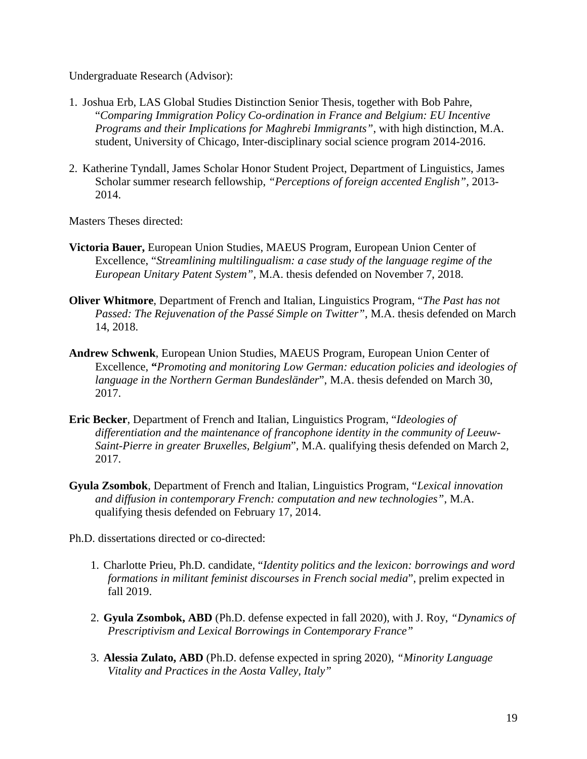Undergraduate Research (Advisor):

1. Joshua Erb, LAS Global Studies Distinction Senior Thesis, together with Bob Pahre, "*Comparing Immigration Policy Co-ordination in France and Belgium: EU Incentive Programs and their Implications for Maghrebi Immigrants"*, with high distinction, M.A. student, University of Chicago, Inter-disciplinary social science program 2014-2016.

2. Katherine Tyndall, James Scholar Honor Student Project, Department of Linguistics, James Scholar summer research fellowship, *"Perceptions of foreign accented English"*, 2013-2014.

Masters Theses directed:

**Victoria Bauer,** European Union Studies, MAEUS Program, European Union Center of Excellence, "*Streamlining multilingualism: a case study of the language regime of the European Unitary Patent System"*, M.A. thesis defended on November 7, 2018.

**Oliver Whitmore**, Department of French and Italian, Linguistics Program, "*The Past has not Passed: The Rejuvenation of the Passé Simple on Twitter"*, M.A. thesis defended on March 14, 2018.

**Andrew Schwenk**, European Union Studies, MAEUS Program, European Union Center of Excellence, **"***Promoting and monitoring Low German: education policies and ideologies of language in the Northern German Bundesländer*", M.A. thesis defended on March 30, 2017.

**Eric Becker**, Department of French and Italian, Linguistics Program, "*Ideologies of differentiation and the maintenance of francophone identity in the community of Leeuw-Saint-Pierre in greater Bruxelles, Belgium*", M.A. qualifying thesis defended on March 2, 2017.

**Gyula Zsombok**, Department of French and Italian, Linguistics Program, "*Lexical innovation and diffusion in contemporary French: computation and new technologies"*, M.A. qualifying thesis defended on February 17, 2014.

Ph.D. dissertations directed or co-directed:

1. Charlotte Prieu, Ph.D. candidate, "*Identity politics and the lexicon: borrowings and word formations in militant feminist discourses in French social media*", prelim expected in fall 2019.

2. **Gyula Zsombok, ABD** (Ph.D. defense expected in fall 2020), with J. Roy, *"Dynamics of Prescriptivism and Lexical Borrowings in Contemporary France"*

3. **Alessia Zulato, ABD** (Ph.D. defense expected in spring 2020), *"Minority Language Vitality and Practices in the Aosta Valley, Italy"*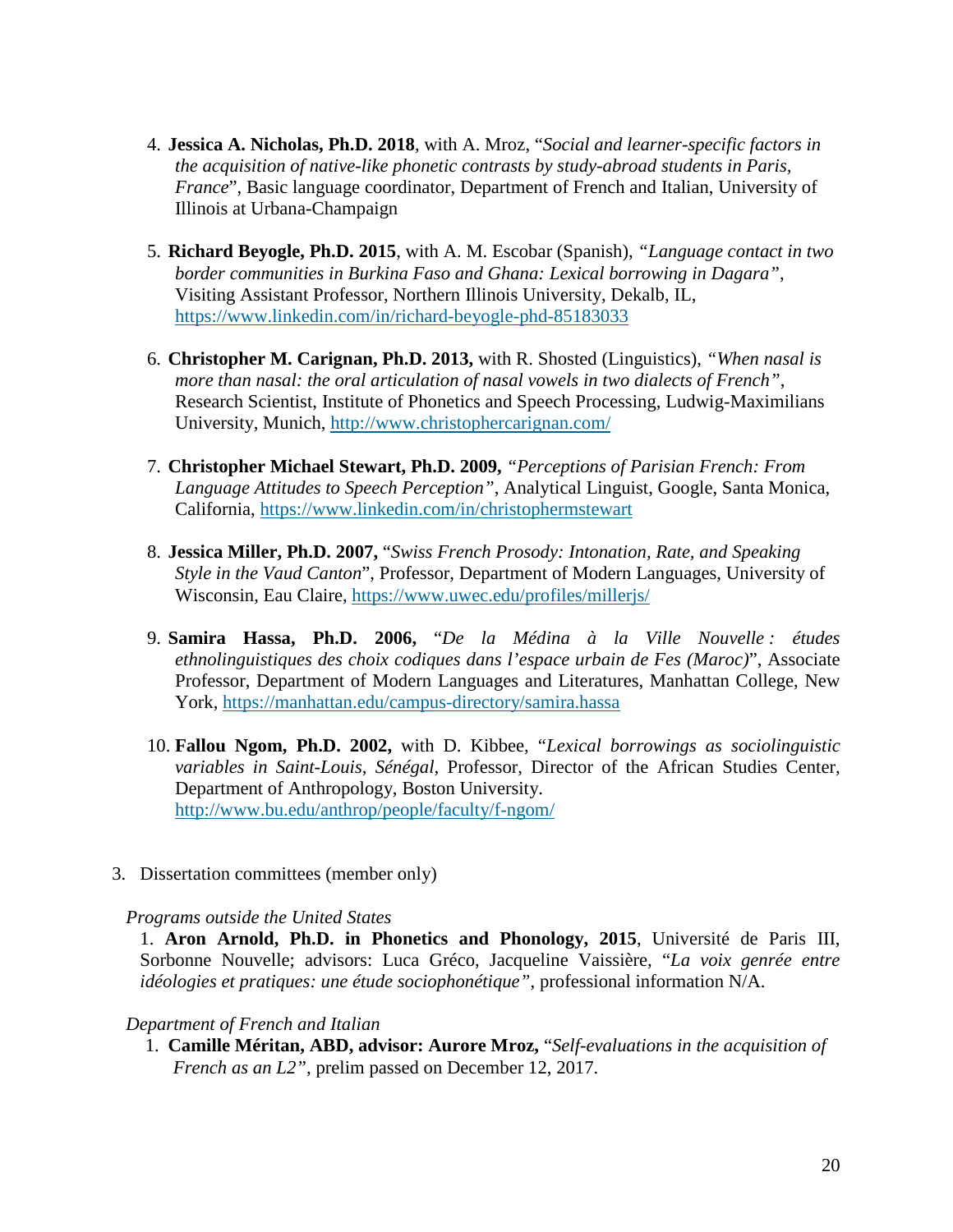4. **Jessica A. Nicholas, Ph.D. 2018**, with A. Mroz, "*Social and learner-specific factors in the acquisition of native-like phonetic contrasts by study-abroad students in Paris, France*", Basic language coordinator, Department of French and Italian, University of Illinois at Urbana-Champaign

5. **Richard Beyogle, Ph.D. 2015**, with A. M. Escobar (Spanish), *"Language contact in two border communities in Burkina Faso and Ghana: Lexical borrowing in Dagara"*, Visiting Assistant Professor, Northern Illinois University, Dekalb, IL, https://www.linkedin.com/in/richard-beyogle-phd-85183033

6. **Christopher M. Carignan, Ph.D. 2013,** with R. Shosted (Linguistics), *"When nasal is more than nasal: the oral articulation of nasal vowels in two dialects of French"*, Research Scientist, Institute of Phonetics and Speech Processing, Ludwig-Maximilians University, Munich, http://www.christophercarignan.com/

7. **Christopher Michael Stewart, Ph.D. 2009,** *"Perceptions of Parisian French: From Language Attitudes to Speech Perception"*, Analytical Linguist, Google, Santa Monica, California, https://www.linkedin.com/in/christophermstewart

8. **Jessica Miller, Ph.D. 2007,** "*Swiss French Prosody: Intonation, Rate, and Speaking Style in the Vaud Canton*", Professor, Department of Modern Languages, University of Wisconsin, Eau Claire, https://www.uwec.edu/profiles/millerjs/

9. **Samira Hassa, Ph.D. 2006,** "*De la Médina à la Ville Nouvelle : études ethnolinguistiques des choix codiques dans l'espace urbain de Fes (Maroc)*", Associate Professor, Department of Modern Languages and Literatures, Manhattan College, New York, https://manhattan.edu/campus-directory/samira.hassa

10. **Fallou Ngom, Ph.D. 2002,** with D. Kibbee, "*Lexical borrowings as sociolinguistic variables in Saint-Louis, Sénégal*, Professor, Director of the African Studies Center, Department of Anthropology, Boston University. http://www.bu.edu/anthrop/people/faculty/f-ngom/

3. Dissertation committees (member only)

*Programs outside the United States*

1. **Aron Arnold, Ph.D. in Phonetics and Phonology, 2015**, Université de Paris III, Sorbonne Nouvelle; advisors: Luca Gréco, Jacqueline Vaissière, "*La voix genrée entre idéologies et pratiques: une étude sociophonétique"*, professional information N/A.

*Department of French and Italian*

1. **Camille Méritan, ABD, advisor: Aurore Mroz,** "*Self-evaluations in the acquisition of French as an L2"*, prelim passed on December 12, 2017.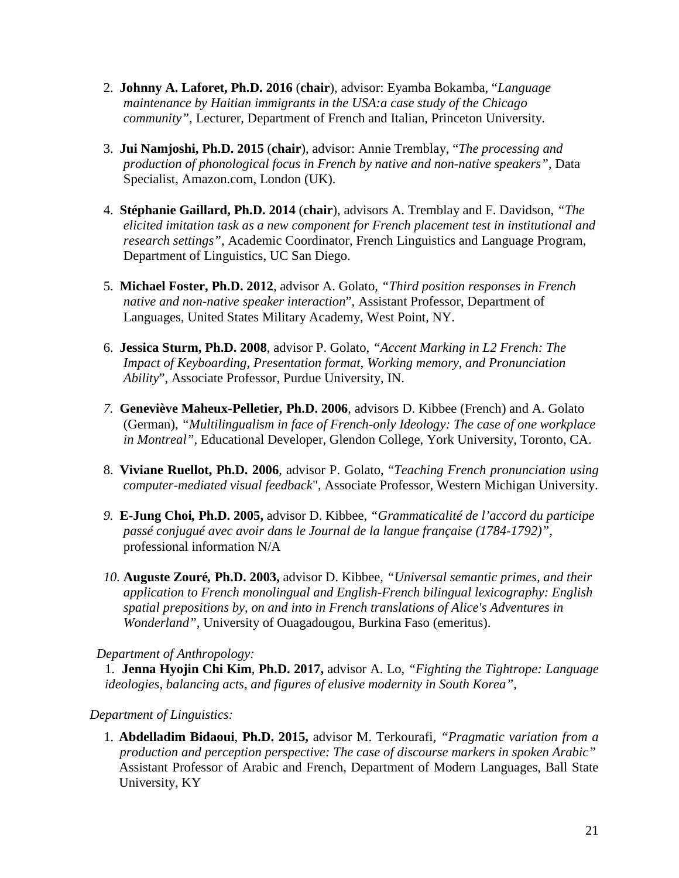2. **Johnny A. Laforet, Ph.D. 2016** (**chair**), advisor: Eyamba Bokamba, "*Language maintenance by Haitian immigrants in the USA:a case study of the Chicago community"*, Lecturer, Department of French and Italian, Princeton University.

3. **Jui Namjoshi, Ph.D. 2015** (**chair**), advisor: Annie Tremblay, "*The processing and production of phonological focus in French by native and non-native speakers"*, Data Specialist, Amazon.com, London (UK).

4. **Stéphanie Gaillard, Ph.D. 2014** (**chair**), advisors A. Tremblay and F. Davidson, *"The elicited imitation task as a new component for French placement test in institutional and research settings"*, Academic Coordinator, French Linguistics and Language Program, Department of Linguistics, UC San Diego.

5. **Michael Foster, Ph.D. 2012**, advisor A. Golato, *"Third position responses in French native and non-native speaker interaction*", Assistant Professor, Department of Languages, United States Military Academy, West Point, NY.

6. **Jessica Sturm, Ph.D. 2008**, advisor P. Golato, *"Accent Marking in L2 French: The Impact of Keyboarding, Presentation format, Working memory, and Pronunciation Ability*", Associate Professor, Purdue University, IN.

7. **Geneviève Maheux-Pelletier, Ph.D. 2006**, advisors D. Kibbee (French) and A. Golato (German), *"Multilingualism in face of French-only Ideology: The case of one workplace in Montreal"*, Educational Developer, Glendon College, York University, Toronto, CA.

8. **Viviane Ruellot, Ph.D. 2006**, advisor P. Golato, "*Teaching French pronunciation using computer-mediated visual feedback*", Associate Professor, Western Michigan University.

9. **E-Jung Choi, Ph.D. 2005,** advisor D. Kibbee, *"Grammaticalité de l'accord du participe passé conjugué avec avoir dans le Journal de la langue française (1784-1792)"*, professional information N/A

10. **Auguste Zouré, Ph.D. 2003,** advisor D. Kibbee, *"Universal semantic primes, and their application to French monolingual and English-French bilingual lexicography: English spatial prepositions by, on and into in French translations of Alice's Adventures in Wonderland"*, University of Ouagadougou, Burkina Faso (emeritus).

*Department of Anthropology:*

1. **Jenna Hyojin Chi Kim**, **Ph.D. 2017,** advisor A. Lo, *"Fighting the Tightrope: Language ideologies, balancing acts, and figures of elusive modernity in South Korea"*,

*Department of Linguistics:*

1. **Abdelladim Bidaoui**, **Ph.D. 2015,** advisor M. Terkourafi, *"Pragmatic variation from a production and perception perspective: The case of discourse markers in spoken Arabic"* Assistant Professor of Arabic and French, Department of Modern Languages, Ball State University, KY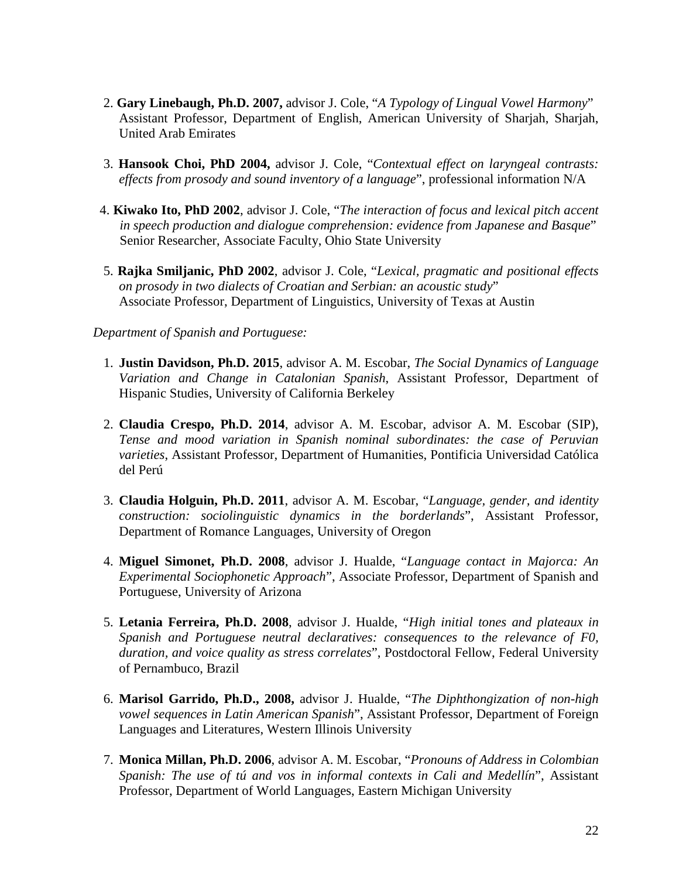2. **Gary Linebaugh, Ph.D. 2007,** advisor J. Cole, "*A Typology of Lingual Vowel Harmony*" Assistant Professor, Department of English, American University of Sharjah, Sharjah, United Arab Emirates

3. **Hansook Choi, PhD 2004,** advisor J. Cole, "*Contextual effect on laryngeal contrasts: effects from prosody and sound inventory of a language*", professional information N/A

4. **Kiwako Ito, PhD 2002**, advisor J. Cole, "*The interaction of focus and lexical pitch accent in speech production and dialogue comprehension: evidence from Japanese and Basque*" Senior Researcher, Associate Faculty, Ohio State University

5. **Rajka Smiljanic, PhD 2002**, advisor J. Cole, "*Lexical, pragmatic and positional effects on prosody in two dialects of Croatian and Serbian: an acoustic study*" Associate Professor, Department of Linguistics, University of Texas at Austin

*Department of Spanish and Portuguese:*

1. **Justin Davidson, Ph.D. 2015**, advisor A. M. Escobar, *The Social Dynamics of Language Variation and Change in Catalonian Spanish*, Assistant Professor, Department of Hispanic Studies, University of California Berkeley

2. **Claudia Crespo, Ph.D. 2014**, advisor A. M. Escobar, advisor A. M. Escobar (SIP), *Tense and mood variation in Spanish nominal subordinates: the case of Peruvian varieties*, Assistant Professor, Department of Humanities, Pontificia Universidad Católica del Perú

3. **Claudia Holguin, Ph.D. 2011**, advisor A. M. Escobar, "*Language, gender, and identity construction: sociolinguistic dynamics in the borderlands*", Assistant Professor, Department of Romance Languages, University of Oregon

4. **Miguel Simonet, Ph.D. 2008**, advisor J. Hualde, "*Language contact in Majorca: An Experimental Sociophonetic Approach*", Associate Professor, Department of Spanish and Portuguese, University of Arizona

5. **Letania Ferreira, Ph.D. 2008**, advisor J. Hualde, "*High initial tones and plateaux in Spanish and Portuguese neutral declaratives: consequences to the relevance of F0, duration, and voice quality as stress correlates*", Postdoctoral Fellow, Federal University of Pernambuco, Brazil

6. **Marisol Garrido, Ph.D., 2008,** advisor J. Hualde, "*The Diphthongization of non-high vowel sequences in Latin American Spanish*", Assistant Professor, Department of Foreign Languages and Literatures, Western Illinois University

7. **Monica Millan, Ph.D. 2006**, advisor A. M. Escobar, "*Pronouns of Address in Colombian Spanish: The use of tú and vos in informal contexts in Cali and Medellín*", Assistant Professor, Department of World Languages, Eastern Michigan University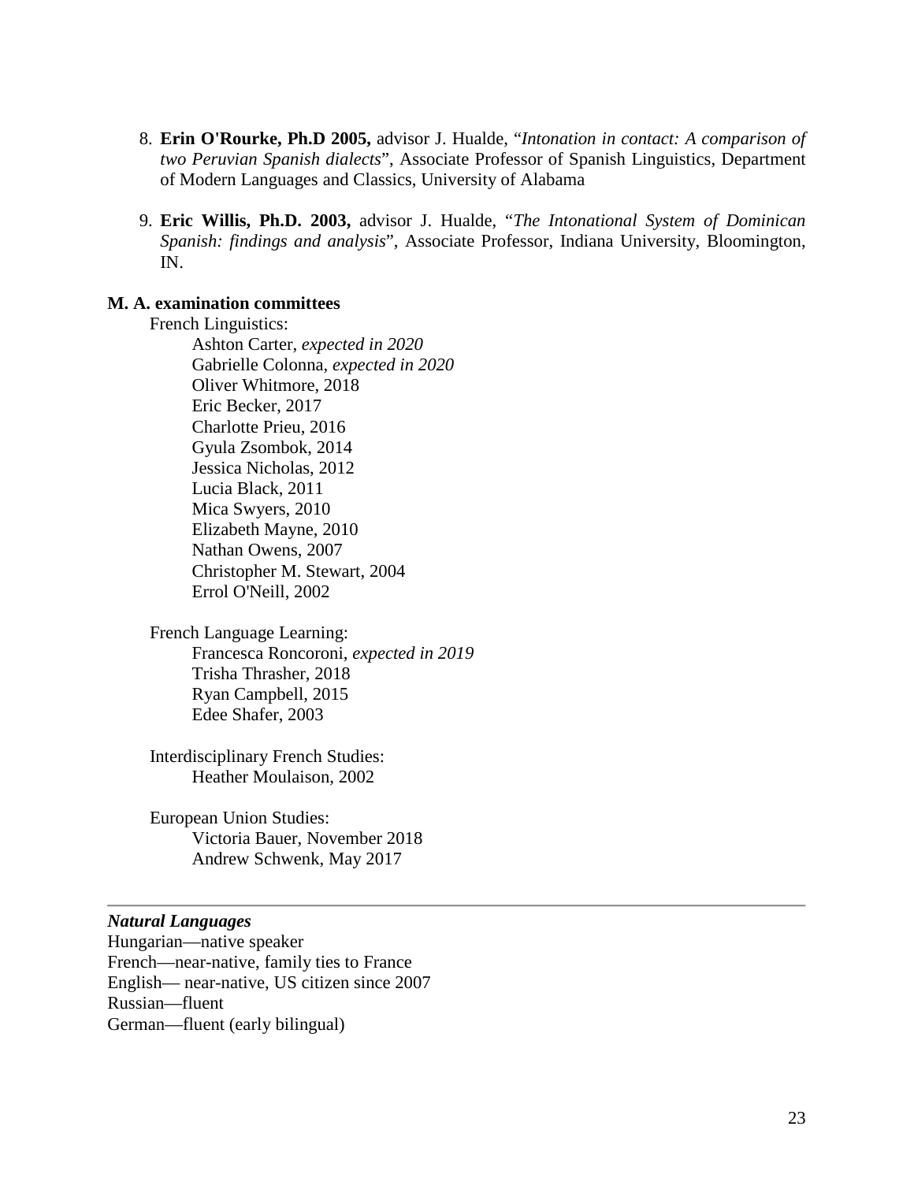8. **Erin O'Rourke, Ph.D 2005,** advisor J. Hualde, "*Intonation in contact: A comparison of two Peruvian Spanish dialects*", Associate Professor of Spanish Linguistics, Department of Modern Languages and Classics, University of Alabama

9. **Eric Willis, Ph.D. 2003,** advisor J. Hualde, "*The Intonational System of Dominican Spanish: findings and analysis*", Associate Professor, Indiana University, Bloomington, IN.

**M. A. examination committees**

French Linguistics:

- Ashton Carter, *expected in 2020*
- Gabrielle Colonna, *expected in 2020*
- Oliver Whitmore, 2018
- Eric Becker, 2017
- Charlotte Prieu, 2016
- Gyula Zsombok, 2014
- Jessica Nicholas, 2012
- Lucia Black, 2011
- Mica Swyers, 2010
- Elizabeth Mayne, 2010
- Nathan Owens, 2007
- Christopher M. Stewart, 2004
- Errol O'Neill, 2002

French Language Learning:

- Francesca Roncoroni, *expected in 2019*
- Trisha Thrasher, 2018
- Ryan Campbell, 2015
- Edee Shafer, 2003

Interdisciplinary French Studies:

- Heather Moulaison, 2002

European Union Studies:

- Victoria Bauer, November 2018
- Andrew Schwenk, May 2017

---

***Natural Languages***

Hungarian—native speaker
French—near-native, family ties to France
English— near-native, US citizen since 2007
Russian—fluent
German—fluent (early bilingual)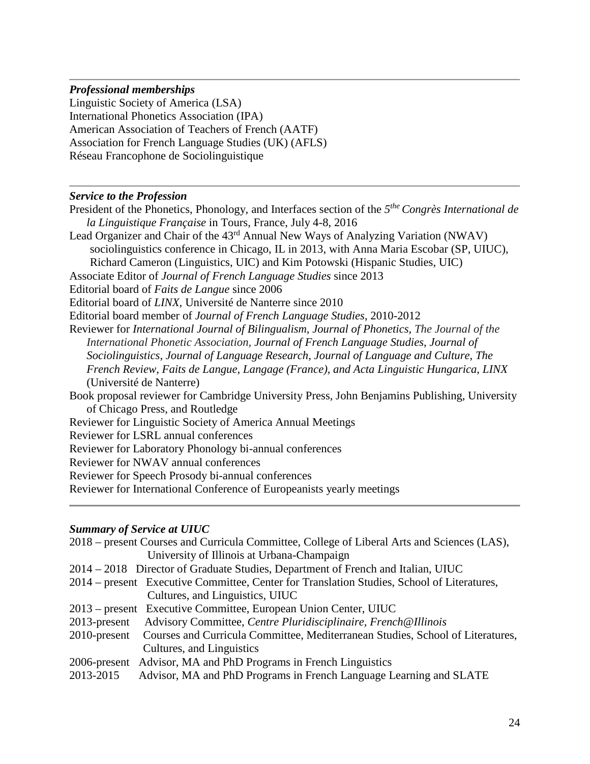---

***Professional memberships***

Linguistic Society of America (LSA)
International Phonetics Association (IPA)
American Association of Teachers of French (AATF)
Association for French Language Studies (UK) (AFLS)
Réseau Francophone de Sociolinguistique

---

***Service to the Profession***

President of the Phonetics, Phonology, and Interfaces section of the 5[the] *Congrès International de la Linguistique Française* in Tours, France, July 4-8, 2016

Lead Organizer and Chair of the 43[rd] Annual New Ways of Analyzing Variation (NWAV) sociolinguistics conference in Chicago, IL in 2013, with Anna Maria Escobar (SP, UIUC), Richard Cameron (Linguistics, UIC) and Kim Potowski (Hispanic Studies, UIC)

Associate Editor of *Journal of French Language Studies* since 2013

Editorial board of *Faits de Langue* since 2006

Editorial board of *LINX*, Université de Nanterre since 2010

Editorial board member of *Journal of French Language Studies*, 2010-2012

Reviewer for *International Journal of Bilingualism, Journal of Phonetics, The Journal of the International Phonetic Association, Journal of French Language Studies*, *Journal of Sociolinguistics*, *Journal of Language Research*, *Journal of Language and Culture*, *The French Review*, *Faits de Langue, Langage (France), and Acta Linguistic Hungarica*, *LINX* (Université de Nanterre)

Book proposal reviewer for Cambridge University Press, John Benjamins Publishing, University of Chicago Press, and Routledge

Reviewer for Linguistic Society of America Annual Meetings

Reviewer for LSRL annual conferences

Reviewer for Laboratory Phonology bi-annual conferences

Reviewer for NWAV annual conferences

Reviewer for Speech Prosody bi-annual conferences

Reviewer for International Conference of Europeanists yearly meetings

---

***Summary of Service at UIUC***

2018 – present Courses and Curricula Committee, College of Liberal Arts and Sciences (LAS), University of Illinois at Urbana-Champaign

2014 – 2018 Director of Graduate Studies, Department of French and Italian, UIUC

2014 – present Executive Committee, Center for Translation Studies, School of Literatures, Cultures, and Linguistics, UIUC

2013 – present Executive Committee, European Union Center, UIUC

2013-present Advisory Committee, *Centre Pluridisciplinaire, French@Illinois*

2010-present Courses and Curricula Committee, Mediterranean Studies, School of Literatures, Cultures, and Linguistics

2006-present Advisor, MA and PhD Programs in French Linguistics

2013-2015 Advisor, MA and PhD Programs in French Language Learning and SLATE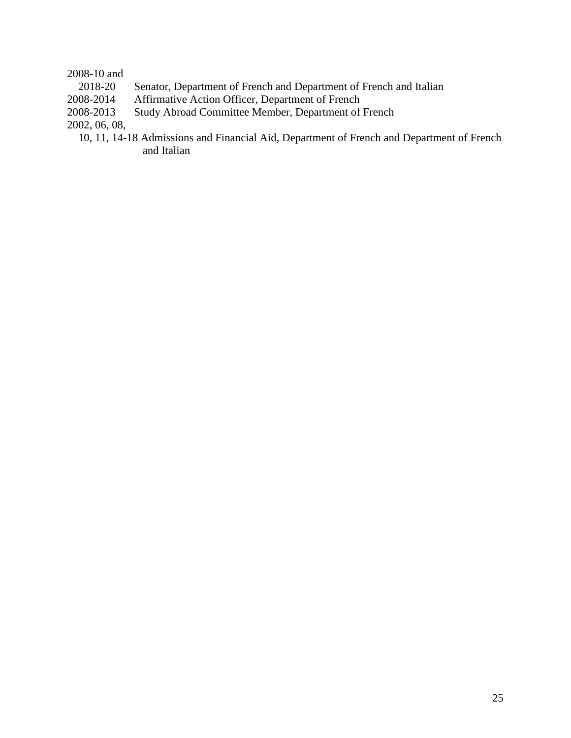2008-10 and
2018-20 Senator, Department of French and Department of French and Italian
2008-2014 Affirmative Action Officer, Department of French
2008-2013 Study Abroad Committee Member, Department of French
2002, 06, 08,
10, 11, 14-18 Admissions and Financial Aid, Department of French and Department of French and Italian